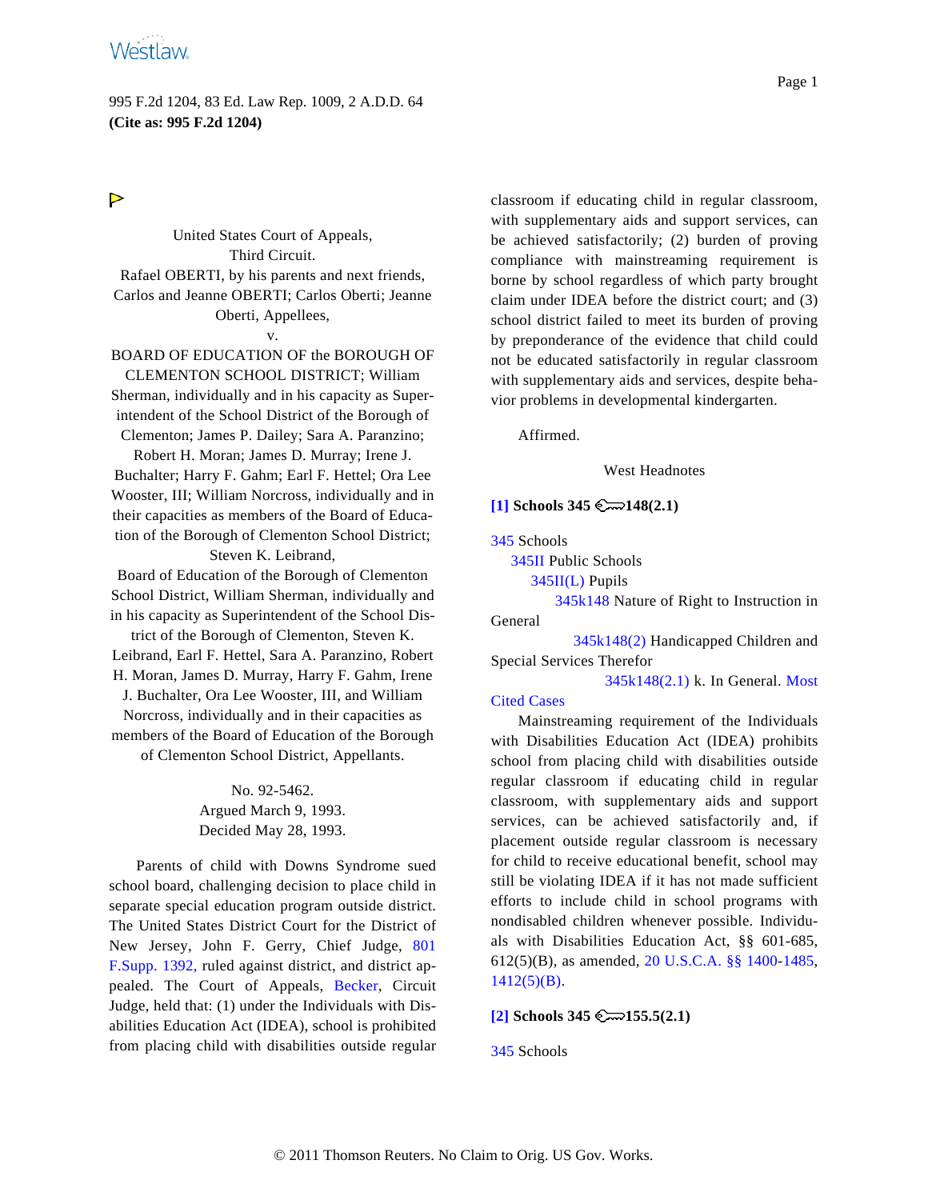995 F.2d 1204, 83 Ed. Law Rep. 1009, 2 A.D.D. 64
**(Cite as: 995 F.2d 1204)**

United States Court of Appeals,
Third Circuit.
Rafael OBERTI, by his parents and next friends, Carlos and Jeanne OBERTI; Carlos Oberti; Jeanne Oberti, Appellees,
v.
BOARD OF EDUCATION OF the BOROUGH OF CLEMENTON SCHOOL DISTRICT; William Sherman, individually and in his capacity as Superintendent of the School District of the Borough of Clementon; James P. Dailey; Sara A. Paranzino; Robert H. Moran; James D. Murray; Irene J. Buchalter; Harry F. Gahm; Earl F. Hettel; Ora Lee Wooster, III; William Norcross, individually and in their capacities as members of the Board of Education of the Borough of Clementon School District; Steven K. Leibrand,
Board of Education of the Borough of Clementon School District, William Sherman, individually and in his capacity as Superintendent of the School District of the Borough of Clementon, Steven K. Leibrand, Earl F. Hettel, Sara A. Paranzino, Robert H. Moran, James D. Murray, Harry F. Gahm, Irene J. Buchalter, Ora Lee Wooster, III, and William Norcross, individually and in their capacities as members of the Board of Education of the Borough of Clementon School District, Appellants.

No. 92-5462.
Argued March 9, 1993.
Decided May 28, 1993.

Parents of child with Downs Syndrome sued school board, challenging decision to place child in separate special education program outside district. The United States District Court for the District of New Jersey, John F. Gerry, Chief Judge, 801 F.Supp. 1392, ruled against district, and district appealed. The Court of Appeals, Becker, Circuit Judge, held that: (1) under the Individuals with Disabilities Education Act (IDEA), school is prohibited from placing child with disabilities outside regular classroom if educating child in regular classroom, with supplementary aids and support services, can be achieved satisfactorily; (2) burden of proving compliance with mainstreaming requirement is borne by school regardless of which party brought claim under IDEA before the district court; and (3) school district failed to meet its burden of proving by preponderance of the evidence that child could not be educated satisfactorily in regular classroom with supplementary aids and services, despite behavior problems in developmental kindergarten.

Affirmed.

West Headnotes

**[1] Schools 345 ⚷148(2.1)**

345 Schools
345II Public Schools
345II(L) Pupils
345k148 Nature of Right to Instruction in General
345k148(2) Handicapped Children and Special Services Therefor
345k148(2.1) k. In General. Most Cited Cases

Mainstreaming requirement of the Individuals with Disabilities Education Act (IDEA) prohibits school from placing child with disabilities outside regular classroom if educating child in regular classroom, with supplementary aids and support services, can be achieved satisfactorily and, if placement outside regular classroom is necessary for child to receive educational benefit, school may still be violating IDEA if it has not made sufficient efforts to include child in school programs with nondisabled children whenever possible. Individuals with Disabilities Education Act, §§ 601-685, 612(5)(B), as amended, 20 U.S.C.A. §§ 1400-1485, 1412(5)(B).

**[2] Schools 345 ⚷155.5(2.1)**

345 Schools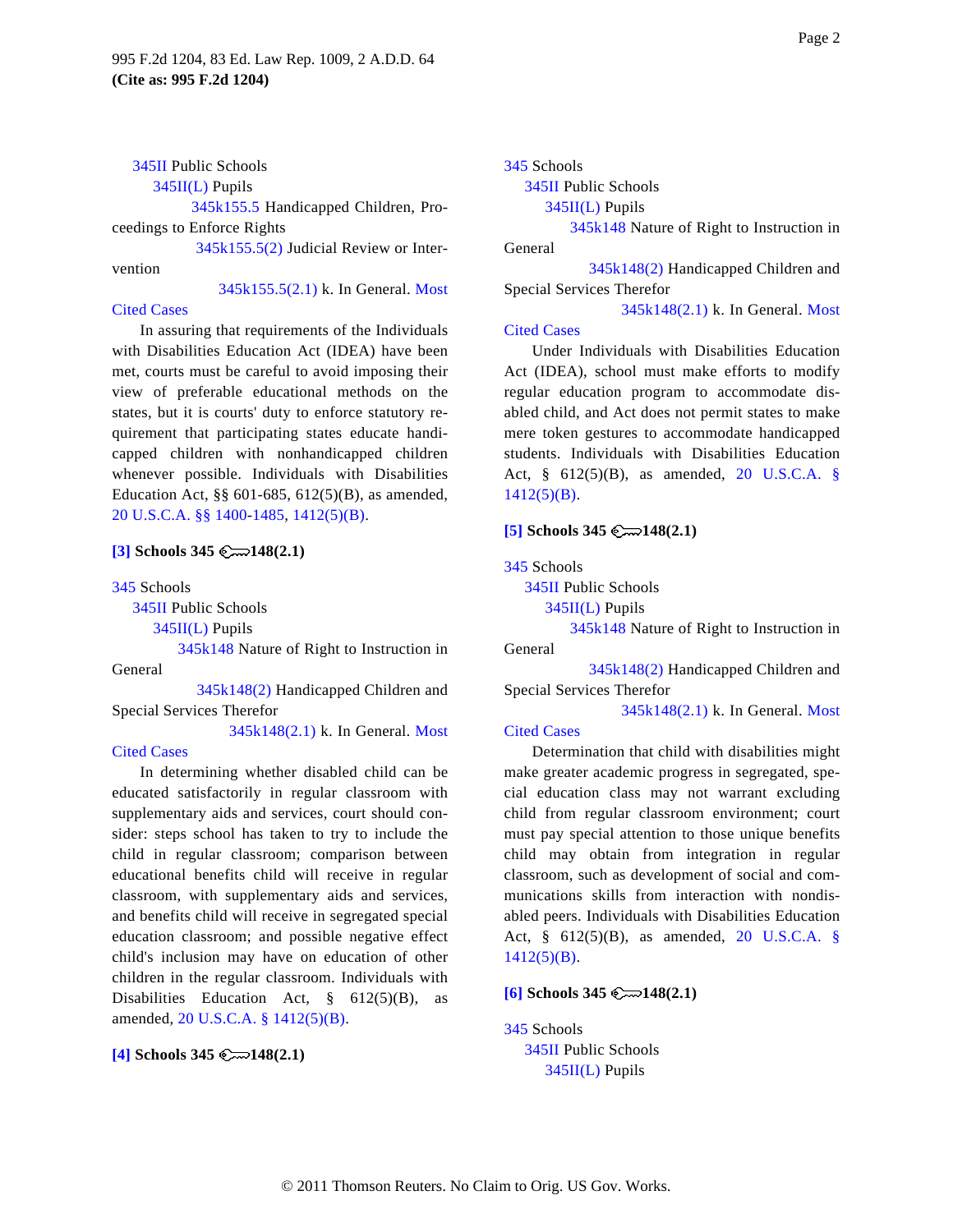345II Public Schools

345II(L) Pupils

345k155.5 Handicapped Children, Proceedings to Enforce Rights

345k155.5(2) Judicial Review or Intervention

345k155.5(2.1) k. In General. Most Cited Cases

In assuring that requirements of the Individuals with Disabilities Education Act (IDEA) have been met, courts must be careful to avoid imposing their view of preferable educational methods on the states, but it is courts' duty to enforce statutory requirement that participating states educate handicapped children with nonhandicapped children whenever possible. Individuals with Disabilities Education Act, §§ 601-685, 612(5)(B), as amended, 20 U.S.C.A. §§ 1400-1485, 1412(5)(B).

**[3] Schools 345 ⚷148(2.1)**

345 Schools

345II Public Schools

345II(L) Pupils

345k148 Nature of Right to Instruction in General

345k148(2) Handicapped Children and Special Services Therefor

345k148(2.1) k. In General. Most Cited Cases

In determining whether disabled child can be educated satisfactorily in regular classroom with supplementary aids and services, court should consider: steps school has taken to try to include the child in regular classroom; comparison between educational benefits child will receive in regular classroom, with supplementary aids and services, and benefits child will receive in segregated special education classroom; and possible negative effect child's inclusion may have on education of other children in the regular classroom. Individuals with Disabilities Education Act, § 612(5)(B), as amended, 20 U.S.C.A. § 1412(5)(B).

**[4] Schools 345 ⚷148(2.1)**

345 Schools

345II Public Schools

345II(L) Pupils

345k148 Nature of Right to Instruction in General

345k148(2) Handicapped Children and Special Services Therefor

345k148(2.1) k. In General. Most Cited Cases

Under Individuals with Disabilities Education Act (IDEA), school must make efforts to modify regular education program to accommodate disabled child, and Act does not permit states to make mere token gestures to accommodate handicapped students. Individuals with Disabilities Education Act, § 612(5)(B), as amended, 20 U.S.C.A. § 1412(5)(B).

**[5] Schools 345 ⚷148(2.1)**

345 Schools

345II Public Schools

345II(L) Pupils

345k148 Nature of Right to Instruction in General

345k148(2) Handicapped Children and Special Services Therefor

345k148(2.1) k. In General. Most Cited Cases

Determination that child with disabilities might make greater academic progress in segregated, special education class may not warrant excluding child from regular classroom environment; court must pay special attention to those unique benefits child may obtain from integration in regular classroom, such as development of social and communications skills from interaction with nondisabled peers. Individuals with Disabilities Education Act, § 612(5)(B), as amended, 20 U.S.C.A. § 1412(5)(B).

**[6] Schools 345 ⚷148(2.1)**

345 Schools

345II Public Schools

345II(L) Pupils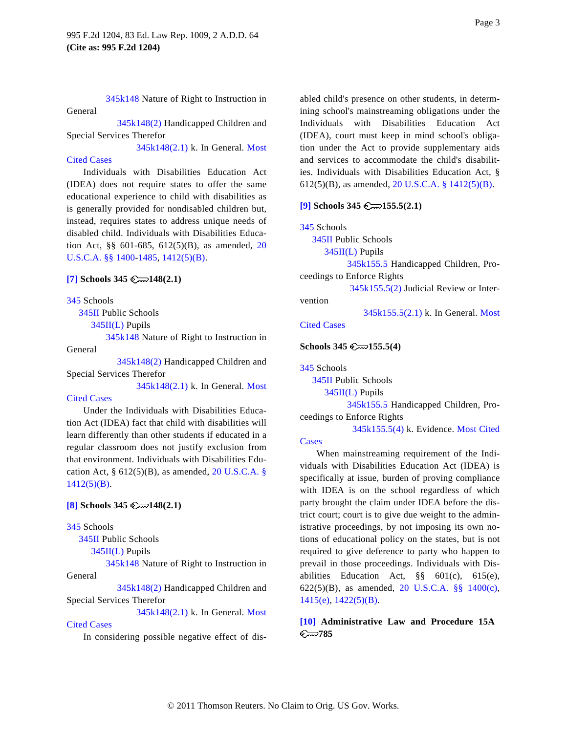345k148 Nature of Right to Instruction in General

345k148(2) Handicapped Children and Special Services Therefor

345k148(2.1) k. In General. Most Cited Cases

Individuals with Disabilities Education Act (IDEA) does not require states to offer the same educational experience to child with disabilities as is generally provided for nondisabled children but, instead, requires states to address unique needs of disabled child. Individuals with Disabilities Education Act, §§ 601-685, 612(5)(B), as amended, 20 U.S.C.A. §§ 1400-1485, 1412(5)(B).

**[7] Schools 345 148(2.1)**

345 Schools

345II Public Schools

345II(L) Pupils

345k148 Nature of Right to Instruction in General

345k148(2) Handicapped Children and Special Services Therefor

345k148(2.1) k. In General. Most Cited Cases

Under the Individuals with Disabilities Education Act (IDEA) fact that child with disabilities will learn differently than other students if educated in a regular classroom does not justify exclusion from that environment. Individuals with Disabilities Education Act, § 612(5)(B), as amended, 20 U.S.C.A. § 1412(5)(B).

**[8] Schools 345 148(2.1)**

345 Schools

345II Public Schools

345II(L) Pupils

345k148 Nature of Right to Instruction in General

345k148(2) Handicapped Children and Special Services Therefor

345k148(2.1) k. In General. Most Cited Cases

In considering possible negative effect of disabled child's presence on other students, in determining school's mainstreaming obligations under the Individuals with Disabilities Education Act (IDEA), court must keep in mind school's obligation under the Act to provide supplementary aids and services to accommodate the child's disabilities. Individuals with Disabilities Education Act, § 612(5)(B), as amended, 20 U.S.C.A. § 1412(5)(B).

**[9] Schools 345 155.5(2.1)**

345 Schools

345II Public Schools

345II(L) Pupils

345k155.5 Handicapped Children, Proceedings to Enforce Rights

345k155.5(2) Judicial Review or Intervention

345k155.5(2.1) k. In General. Most Cited Cases

**Schools 345 155.5(4)**

345 Schools

345II Public Schools

345II(L) Pupils

345k155.5 Handicapped Children, Proceedings to Enforce Rights

345k155.5(4) k. Evidence. Most Cited Cases

When mainstreaming requirement of the Individuals with Disabilities Education Act (IDEA) is specifically at issue, burden of proving compliance with IDEA is on the school regardless of which party brought the claim under IDEA before the district court; court is to give due weight to the administrative proceedings, by not imposing its own notions of educational policy on the states, but is not required to give deference to party who happen to prevail in those proceedings. Individuals with Disabilities Education Act, §§ 601(c), 615(e), 622(5)(B), as amended, 20 U.S.C.A. §§ 1400(c), 1415(e), 1422(5)(B).

**[10] Administrative Law and Procedure 15A 785**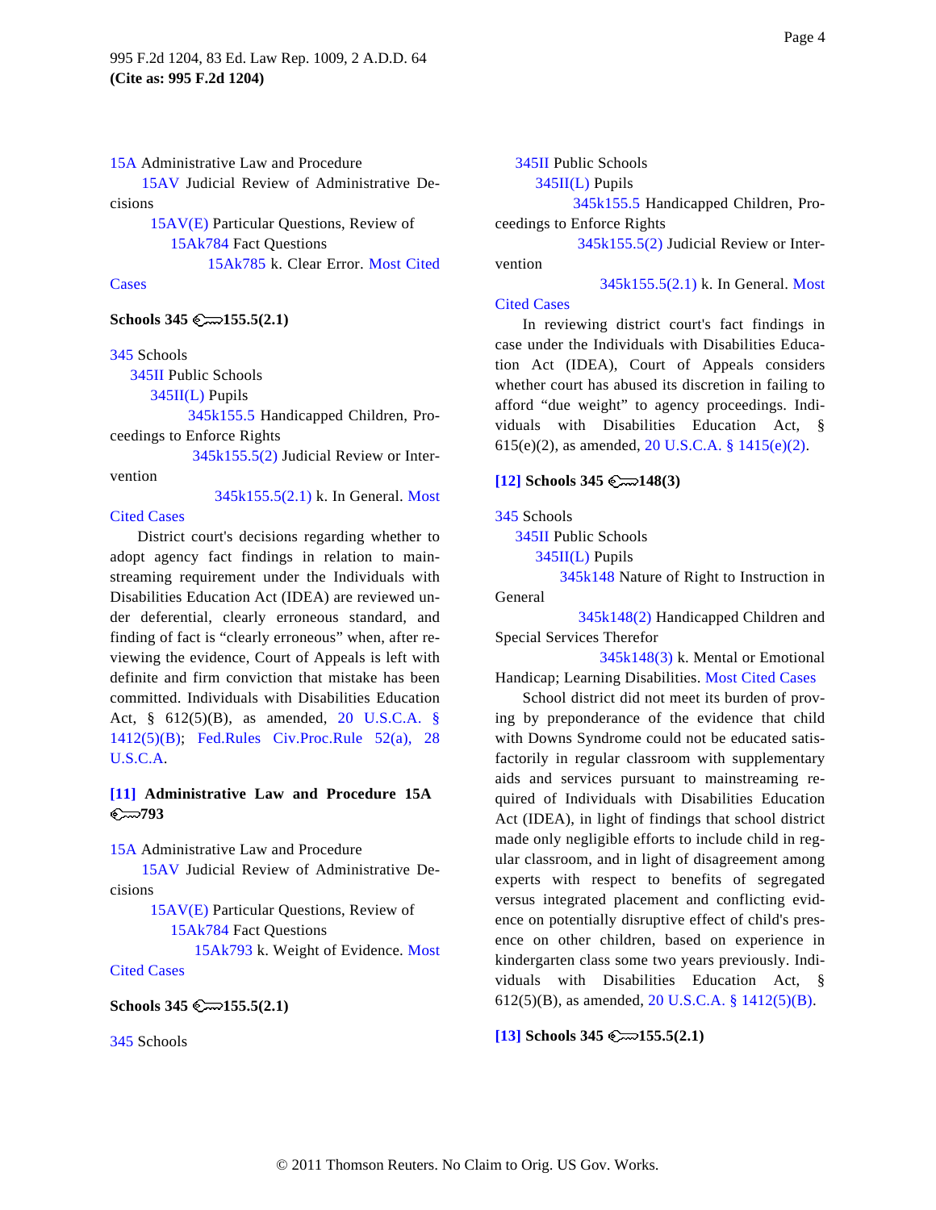15A Administrative Law and Procedure

15AV Judicial Review of Administrative Decisions

15AV(E) Particular Questions, Review of

15Ak784 Fact Questions

15Ak785 k. Clear Error. Most Cited Cases

**Schools 345 155.5(2.1)**

345 Schools

345II Public Schools

345II(L) Pupils

345k155.5 Handicapped Children, Proceedings to Enforce Rights

345k155.5(2) Judicial Review or Intervention

345k155.5(2.1) k. In General. Most Cited Cases

District court's decisions regarding whether to adopt agency fact findings in relation to mainstreaming requirement under the Individuals with Disabilities Education Act (IDEA) are reviewed under deferential, clearly erroneous standard, and finding of fact is "clearly erroneous" when, after reviewing the evidence, Court of Appeals is left with definite and firm conviction that mistake has been committed. Individuals with Disabilities Education Act, § 612(5)(B), as amended, 20 U.S.C.A. § 1412(5)(B); Fed.Rules Civ.Proc.Rule 52(a), 28 U.S.C.A.

**[11] Administrative Law and Procedure 15A 793**

15A Administrative Law and Procedure

15AV Judicial Review of Administrative Decisions

15AV(E) Particular Questions, Review of

15Ak784 Fact Questions

15Ak793 k. Weight of Evidence. Most Cited Cases

**Schools 345 155.5(2.1)**

345 Schools

345II Public Schools

345II(L) Pupils

345k155.5 Handicapped Children, Proceedings to Enforce Rights

345k155.5(2) Judicial Review or Intervention

345k155.5(2.1) k. In General. Most Cited Cases

In reviewing district court's fact findings in case under the Individuals with Disabilities Education Act (IDEA), Court of Appeals considers whether court has abused its discretion in failing to afford "due weight" to agency proceedings. Individuals with Disabilities Education Act, § 615(e)(2), as amended, 20 U.S.C.A. § 1415(e)(2).

**[12] Schools 345 148(3)**

345 Schools

345II Public Schools

345II(L) Pupils

345k148 Nature of Right to Instruction in General

345k148(2) Handicapped Children and Special Services Therefor

345k148(3) k. Mental or Emotional Handicap; Learning Disabilities. Most Cited Cases

School district did not meet its burden of proving by preponderance of the evidence that child with Downs Syndrome could not be educated satisfactorily in regular classroom with supplementary aids and services pursuant to mainstreaming required of Individuals with Disabilities Education Act (IDEA), in light of findings that school district made only negligible efforts to include child in regular classroom, and in light of disagreement among experts with respect to benefits of segregated versus integrated placement and conflicting evidence on potentially disruptive effect of child's presence on other children, based on experience in kindergarten class some two years previously. Individuals with Disabilities Education Act, § 612(5)(B), as amended, 20 U.S.C.A. § 1412(5)(B).

**[13] Schools 345 155.5(2.1)**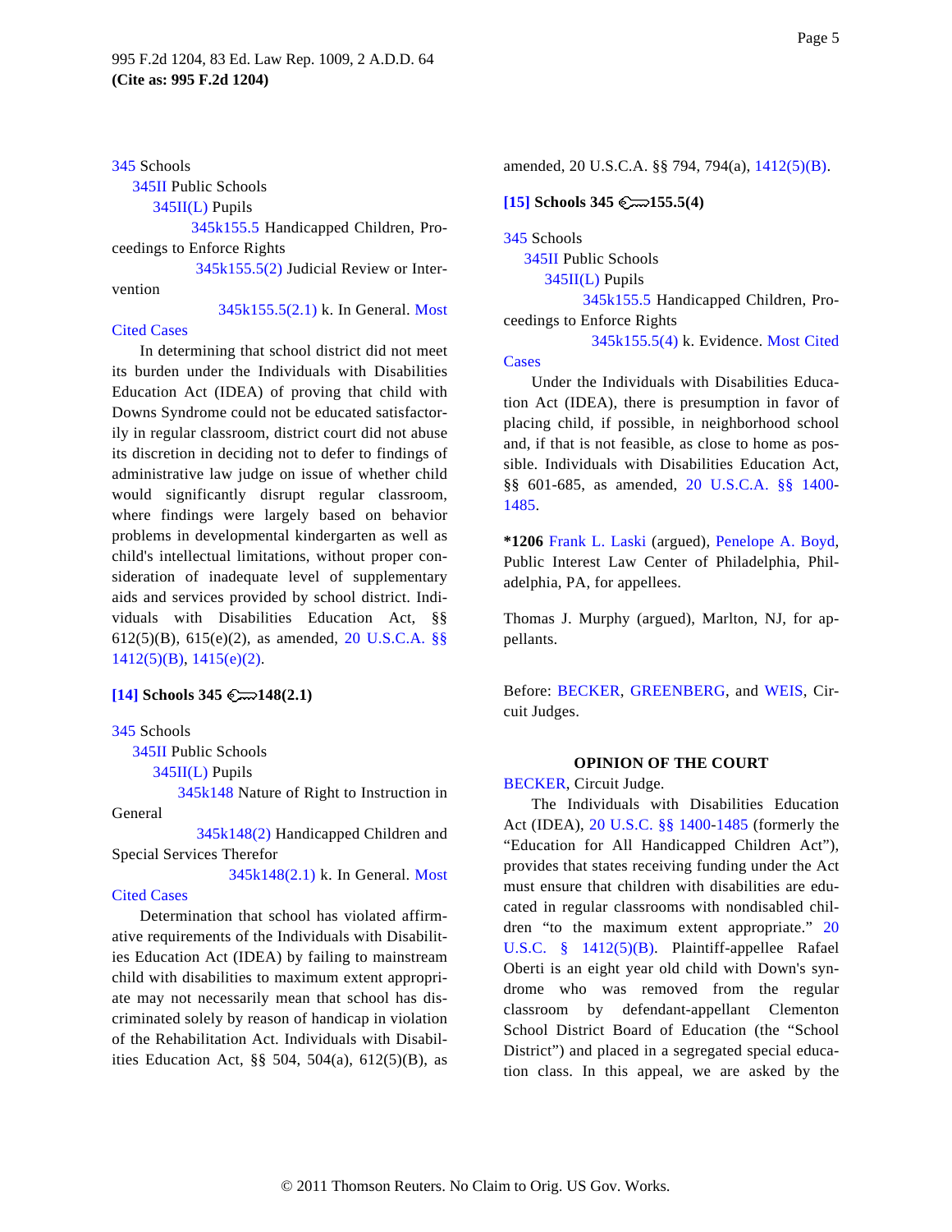345 Schools
  345II Public Schools
    345II(L) Pupils
      345k155.5 Handicapped Children, Proceedings to Enforce Rights
        345k155.5(2) Judicial Review or Intervention
          345k155.5(2.1) k. In General. Most Cited Cases

In determining that school district did not meet its burden under the Individuals with Disabilities Education Act (IDEA) of proving that child with Downs Syndrome could not be educated satisfactorily in regular classroom, district court did not abuse its discretion in deciding not to defer to findings of administrative law judge on issue of whether child would significantly disrupt regular classroom, where findings were largely based on behavior problems in developmental kindergarten as well as child's intellectual limitations, without proper consideration of inadequate level of supplementary aids and services provided by school district. Individuals with Disabilities Education Act, §§ 612(5)(B), 615(e)(2), as amended, 20 U.S.C.A. §§ 1412(5)(B), 1415(e)(2).

**[14] Schools 345 ⚿148(2.1)**

345 Schools
  345II Public Schools
    345II(L) Pupils
      345k148 Nature of Right to Instruction in General
        345k148(2) Handicapped Children and Special Services Therefor
          345k148(2.1) k. In General. Most Cited Cases

Determination that school has violated affirmative requirements of the Individuals with Disabilities Education Act (IDEA) by failing to mainstream child with disabilities to maximum extent appropriate may not necessarily mean that school has discriminated solely by reason of handicap in violation of the Rehabilitation Act. Individuals with Disabilities Education Act, §§ 504, 504(a), 612(5)(B), as amended, 20 U.S.C.A. §§ 794, 794(a), 1412(5)(B).

**[15] Schools 345 ⚿155.5(4)**

345 Schools
  345II Public Schools
    345II(L) Pupils
      345k155.5 Handicapped Children, Proceedings to Enforce Rights
        345k155.5(4) k. Evidence. Most Cited Cases

Under the Individuals with Disabilities Education Act (IDEA), there is presumption in favor of placing child, if possible, in neighborhood school and, if that is not feasible, as close to home as possible. Individuals with Disabilities Education Act, §§ 601-685, as amended, 20 U.S.C.A. §§ 1400-1485.

**\*1206** Frank L. Laski (argued), Penelope A. Boyd, Public Interest Law Center of Philadelphia, Philadelphia, PA, for appellees.

Thomas J. Murphy (argued), Marlton, NJ, for appellants.

Before: BECKER, GREENBERG, and WEIS, Circuit Judges.

## OPINION OF THE COURT

BECKER, Circuit Judge.

The Individuals with Disabilities Education Act (IDEA), 20 U.S.C. §§ 1400-1485 (formerly the "Education for All Handicapped Children Act"), provides that states receiving funding under the Act must ensure that children with disabilities are educated in regular classrooms with nondisabled children "to the maximum extent appropriate." 20 U.S.C. § 1412(5)(B). Plaintiff-appellee Rafael Oberti is an eight year old child with Down's syndrome who was removed from the regular classroom by defendant-appellant Clementon School District Board of Education (the "School District") and placed in a segregated special education class. In this appeal, we are asked by the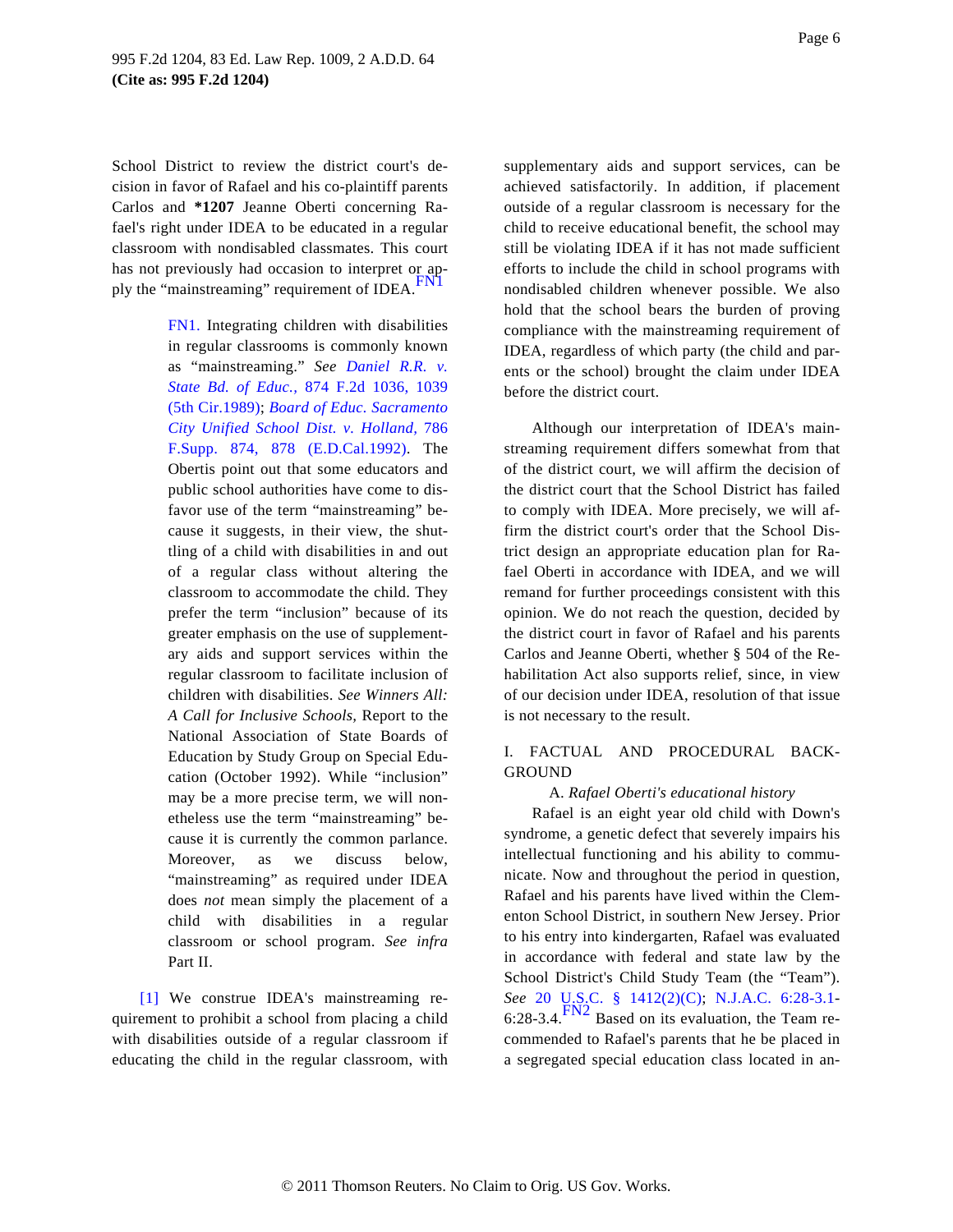School District to review the district court's decision in favor of Rafael and his co-plaintiff parents Carlos and **\*1207** Jeanne Oberti concerning Rafael's right under IDEA to be educated in a regular classroom with nondisabled classmates. This court has not previously had occasion to interpret or apply the "mainstreaming" requirement of IDEA.[FN1]

> FN1. Integrating children with disabilities in regular classrooms is commonly known as "mainstreaming." *See Daniel R.R. v. State Bd. of Educ.,* 874 F.2d 1036, 1039 (5th Cir.1989); *Board of Educ. Sacramento City Unified School Dist. v. Holland,* 786 F.Supp. 874, 878 (E.D.Cal.1992). The Obertis point out that some educators and public school authorities have come to disfavor use of the term "mainstreaming" because it suggests, in their view, the shuttling of a child with disabilities in and out of a regular class without altering the classroom to accommodate the child. They prefer the term "inclusion" because of its greater emphasis on the use of supplementary aids and support services within the regular classroom to facilitate inclusion of children with disabilities. *See Winners All: A Call for Inclusive Schools,* Report to the National Association of State Boards of Education by Study Group on Special Education (October 1992). While "inclusion" may be a more precise term, we will nonetheless use the term "mainstreaming" because it is currently the common parlance. Moreover, as we discuss below, "mainstreaming" as required under IDEA does *not* mean simply the placement of a child with disabilities in a regular classroom or school program. *See infra* Part II.

[1] We construe IDEA's mainstreaming requirement to prohibit a school from placing a child with disabilities outside of a regular classroom if educating the child in the regular classroom, with supplementary aids and support services, can be achieved satisfactorily. In addition, if placement outside of a regular classroom is necessary for the child to receive educational benefit, the school may still be violating IDEA if it has not made sufficient efforts to include the child in school programs with nondisabled children whenever possible. We also hold that the school bears the burden of proving compliance with the mainstreaming requirement of IDEA, regardless of which party (the child and parents or the school) brought the claim under IDEA before the district court.

Although our interpretation of IDEA's mainstreaming requirement differs somewhat from that of the district court, we will affirm the decision of the district court that the School District has failed to comply with IDEA. More precisely, we will affirm the district court's order that the School District design an appropriate education plan for Rafael Oberti in accordance with IDEA, and we will remand for further proceedings consistent with this opinion. We do not reach the question, decided by the district court in favor of Rafael and his parents Carlos and Jeanne Oberti, whether § 504 of the Rehabilitation Act also supports relief, since, in view of our decision under IDEA, resolution of that issue is not necessary to the result.

## I. FACTUAL AND PROCEDURAL BACKGROUND

### A. *Rafael Oberti's educational history*

Rafael is an eight year old child with Down's syndrome, a genetic defect that severely impairs his intellectual functioning and his ability to communicate. Now and throughout the period in question, Rafael and his parents have lived within the Clementon School District, in southern New Jersey. Prior to his entry into kindergarten, Rafael was evaluated in accordance with federal and state law by the School District's Child Study Team (the "Team"). *See* 20 U.S.C. § 1412(2)(C); N.J.A.C. 6:28-3.1-6:28-3.4.[FN2] Based on its evaluation, the Team recommended to Rafael's parents that he be placed in a segregated special education class located in an-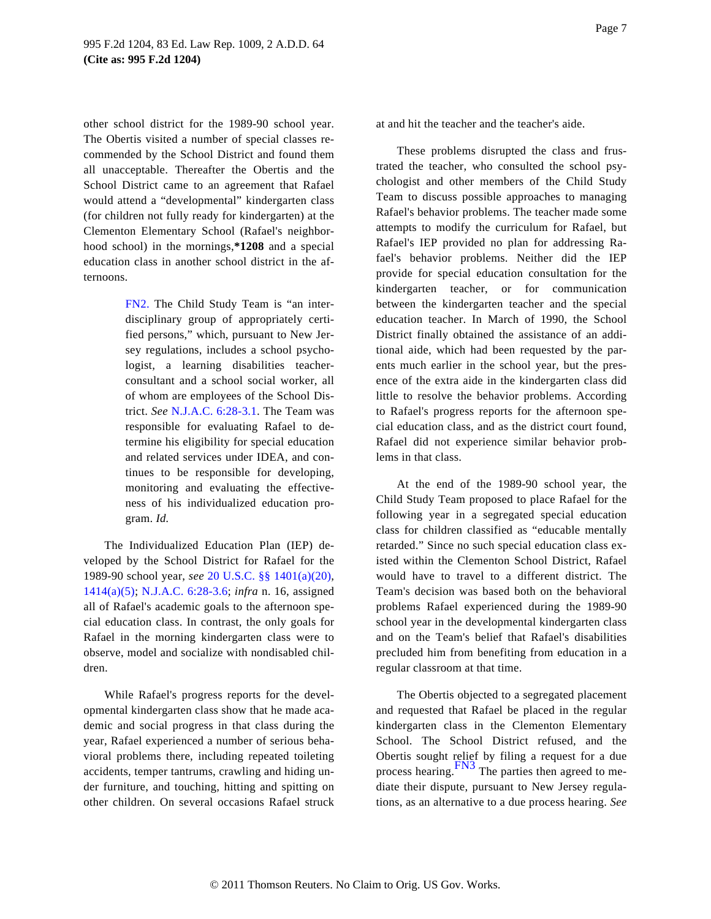other school district for the 1989-90 school year. The Obertis visited a number of special classes recommended by the School District and found them all unacceptable. Thereafter the Obertis and the School District came to an agreement that Rafael would attend a "developmental" kindergarten class (for children not fully ready for kindergarten) at the Clementon Elementary School (Rafael's neighborhood school) in the mornings,**\*1208** and a special education class in another school district in the afternoons.

> FN2. The Child Study Team is "an interdisciplinary group of appropriately certified persons," which, pursuant to New Jersey regulations, includes a school psychologist, a learning disabilities teacher-consultant and a school social worker, all of whom are employees of the School District. *See* N.J.A.C. 6:28-3.1. The Team was responsible for evaluating Rafael to determine his eligibility for special education and related services under IDEA, and continues to be responsible for developing, monitoring and evaluating the effectiveness of his individualized education program. *Id.*

The Individualized Education Plan (IEP) developed by the School District for Rafael for the 1989-90 school year, *see* 20 U.S.C. §§ 1401(a)(20), 1414(a)(5); N.J.A.C. 6:28-3.6; *infra* n. 16, assigned all of Rafael's academic goals to the afternoon special education class. In contrast, the only goals for Rafael in the morning kindergarten class were to observe, model and socialize with nondisabled children.

While Rafael's progress reports for the developmental kindergarten class show that he made academic and social progress in that class during the year, Rafael experienced a number of serious behavioral problems there, including repeated toileting accidents, temper tantrums, crawling and hiding under furniture, and touching, hitting and spitting on other children. On several occasions Rafael struck at and hit the teacher and the teacher's aide.

These problems disrupted the class and frustrated the teacher, who consulted the school psychologist and other members of the Child Study Team to discuss possible approaches to managing Rafael's behavior problems. The teacher made some attempts to modify the curriculum for Rafael, but Rafael's IEP provided no plan for addressing Rafael's behavior problems. Neither did the IEP provide for special education consultation for the kindergarten teacher, or for communication between the kindergarten teacher and the special education teacher. In March of 1990, the School District finally obtained the assistance of an additional aide, which had been requested by the parents much earlier in the school year, but the presence of the extra aide in the kindergarten class did little to resolve the behavior problems. According to Rafael's progress reports for the afternoon special education class, and as the district court found, Rafael did not experience similar behavior problems in that class.

At the end of the 1989-90 school year, the Child Study Team proposed to place Rafael for the following year in a segregated special education class for children classified as "educable mentally retarded." Since no such special education class existed within the Clementon School District, Rafael would have to travel to a different district. The Team's decision was based both on the behavioral problems Rafael experienced during the 1989-90 school year in the developmental kindergarten class and on the Team's belief that Rafael's disabilities precluded him from benefiting from education in a regular classroom at that time.

The Obertis objected to a segregated placement and requested that Rafael be placed in the regular kindergarten class in the Clementon Elementary School. The School District refused, and the Obertis sought relief by filing a request for a due process hearing.[FN3] The parties then agreed to mediate their dispute, pursuant to New Jersey regulations, as an alternative to a due process hearing. *See*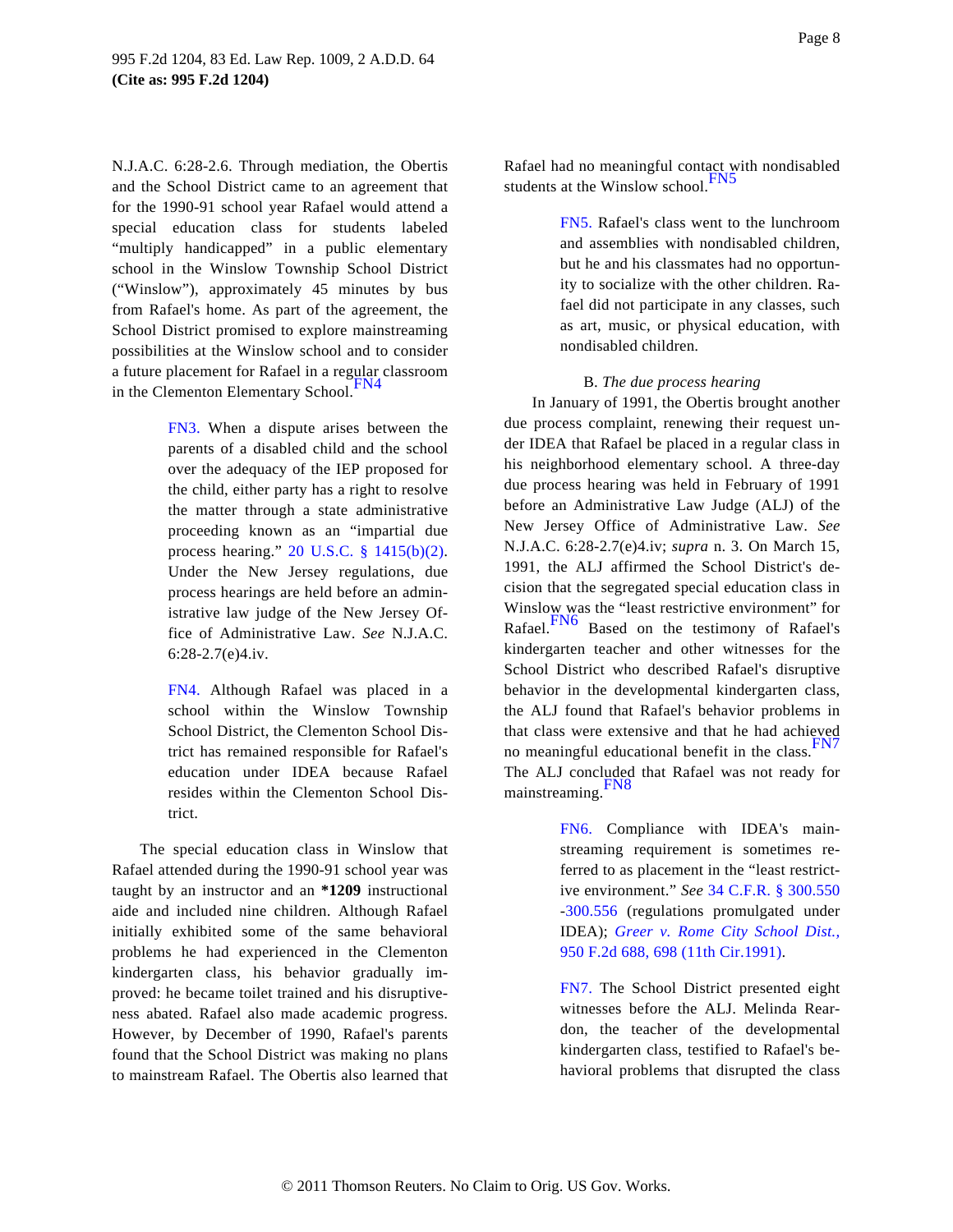N.J.A.C. 6:28-2.6. Through mediation, the Obertis and the School District came to an agreement that for the 1990-91 school year Rafael would attend a special education class for students labeled "multiply handicapped" in a public elementary school in the Winslow Township School District ("Winslow"), approximately 45 minutes by bus from Rafael's home. As part of the agreement, the School District promised to explore mainstreaming possibilities at the Winslow school and to consider a future placement for Rafael in a regular classroom in the Clementon Elementary School.[FN4]

> FN3. When a dispute arises between the parents of a disabled child and the school over the adequacy of the IEP proposed for the child, either party has a right to resolve the matter through a state administrative proceeding known as an "impartial due process hearing." 20 U.S.C. § 1415(b)(2). Under the New Jersey regulations, due process hearings are held before an administrative law judge of the New Jersey Office of Administrative Law. *See* N.J.A.C. 6:28-2.7(e)4.iv.

> FN4. Although Rafael was placed in a school within the Winslow Township School District, the Clementon School District has remained responsible for Rafael's education under IDEA because Rafael resides within the Clementon School District.

The special education class in Winslow that Rafael attended during the 1990-91 school year was taught by an instructor and an **\*1209** instructional aide and included nine children. Although Rafael initially exhibited some of the same behavioral problems he had experienced in the Clementon kindergarten class, his behavior gradually improved: he became toilet trained and his disruptiveness abated. Rafael also made academic progress. However, by December of 1990, Rafael's parents found that the School District was making no plans to mainstream Rafael. The Obertis also learned that Rafael had no meaningful contact with nondisabled students at the Winslow school.[FN5]

> FN5. Rafael's class went to the lunchroom and assemblies with nondisabled children, but he and his classmates had no opportunity to socialize with the other children. Rafael did not participate in any classes, such as art, music, or physical education, with nondisabled children.

B. *The due process hearing*

In January of 1991, the Obertis brought another due process complaint, renewing their request under IDEA that Rafael be placed in a regular class in his neighborhood elementary school. A three-day due process hearing was held in February of 1991 before an Administrative Law Judge (ALJ) of the New Jersey Office of Administrative Law. *See* N.J.A.C. 6:28-2.7(e)4.iv; *supra* n. 3. On March 15, 1991, the ALJ affirmed the School District's decision that the segregated special education class in Winslow was the "least restrictive environment" for Rafael.[FN6] Based on the testimony of Rafael's kindergarten teacher and other witnesses for the School District who described Rafael's disruptive behavior in the developmental kindergarten class, the ALJ found that Rafael's behavior problems in that class were extensive and that he had achieved no meaningful educational benefit in the class.[FN7] The ALJ concluded that Rafael was not ready for mainstreaming.[FN8]

> FN6. Compliance with IDEA's mainstreaming requirement is sometimes referred to as placement in the "least restrictive environment." *See* 34 C.F.R. § 300.550-300.556 (regulations promulgated under IDEA); *Greer v. Rome City School Dist.*, 950 F.2d 688, 698 (11th Cir.1991).

> FN7. The School District presented eight witnesses before the ALJ. Melinda Reardon, the teacher of the developmental kindergarten class, testified to Rafael's behavioral problems that disrupted the class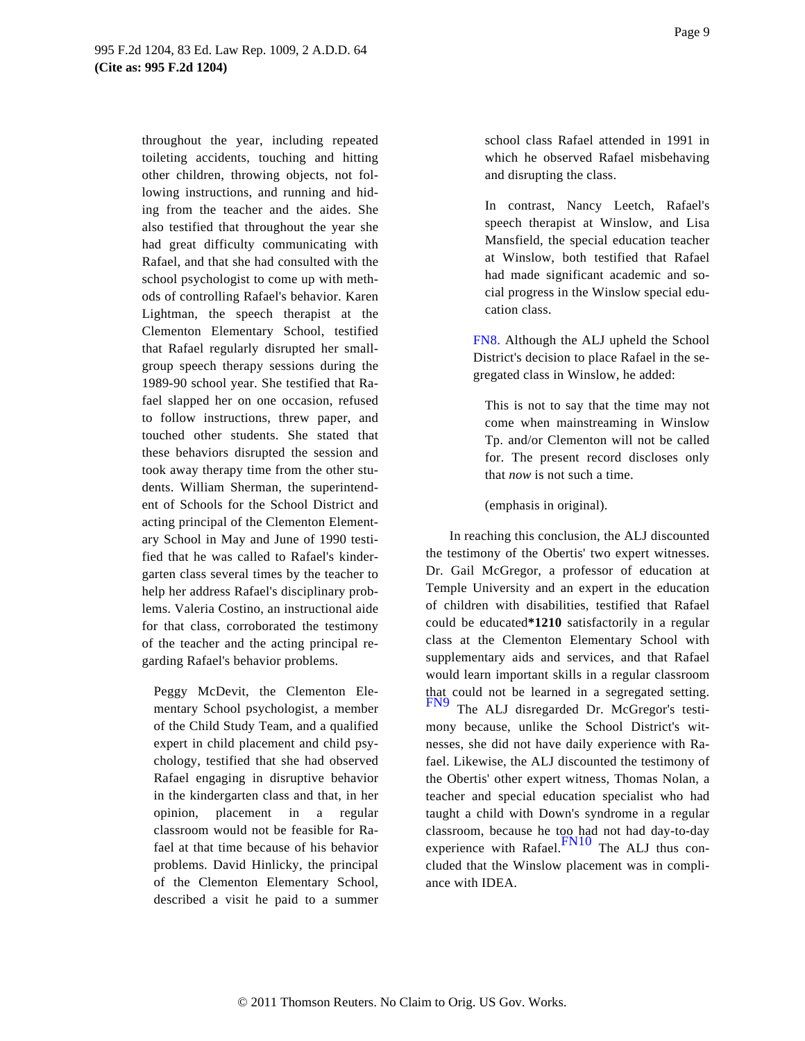throughout the year, including repeated toileting accidents, touching and hitting other children, throwing objects, not following instructions, and running and hiding from the teacher and the aides. She also testified that throughout the year she had great difficulty communicating with Rafael, and that she had consulted with the school psychologist to come up with methods of controlling Rafael's behavior. Karen Lightman, the speech therapist at the Clementon Elementary School, testified that Rafael regularly disrupted her small-group speech therapy sessions during the 1989-90 school year. She testified that Rafael slapped her on one occasion, refused to follow instructions, threw paper, and touched other students. She stated that these behaviors disrupted the session and took away therapy time from the other students. William Sherman, the superintendent of Schools for the School District and acting principal of the Clementon Elementary School in May and June of 1990 testified that he was called to Rafael's kindergarten class several times by the teacher to help her address Rafael's disciplinary problems. Valeria Costino, an instructional aide for that class, corroborated the testimony of the teacher and the acting principal regarding Rafael's behavior problems.

> Peggy McDevit, the Clementon Elementary School psychologist, a member of the Child Study Team, and a qualified expert in child placement and child psychology, testified that she had observed Rafael engaging in disruptive behavior in the kindergarten class and that, in her opinion, placement in a regular classroom would not be feasible for Rafael at that time because of his behavior problems. David Hinlicky, the principal of the Clementon Elementary School, described a visit he paid to a summer school class Rafael attended in 1991 in which he observed Rafael misbehaving and disrupting the class.
>
> In contrast, Nancy Leetch, Rafael's speech therapist at Winslow, and Lisa Mansfield, the special education teacher at Winslow, both testified that Rafael had made significant academic and social progress in the Winslow special education class.

FN8. Although the ALJ upheld the School District's decision to place Rafael in the segregated class in Winslow, he added:

> This is not to say that the time may not come when mainstreaming in Winslow Tp. and/or Clementon will not be called for. The present record discloses only that *now* is not such a time.
>
> (emphasis in original).

In reaching this conclusion, the ALJ discounted the testimony of the Obertis' two expert witnesses. Dr. Gail McGregor, a professor of education at Temple University and an expert in the education of children with disabilities, testified that Rafael could be educated**\*1210** satisfactorily in a regular class at the Clementon Elementary School with supplementary aids and services, and that Rafael would learn important skills in a regular classroom that could not be learned in a segregated setting.[FN9] The ALJ disregarded Dr. McGregor's testimony because, unlike the School District's witnesses, she did not have daily experience with Rafael. Likewise, the ALJ discounted the testimony of the Obertis' other expert witness, Thomas Nolan, a teacher and special education specialist who had taught a child with Down's syndrome in a regular classroom, because he too had not had day-to-day experience with Rafael.[FN10] The ALJ thus concluded that the Winslow placement was in compliance with IDEA.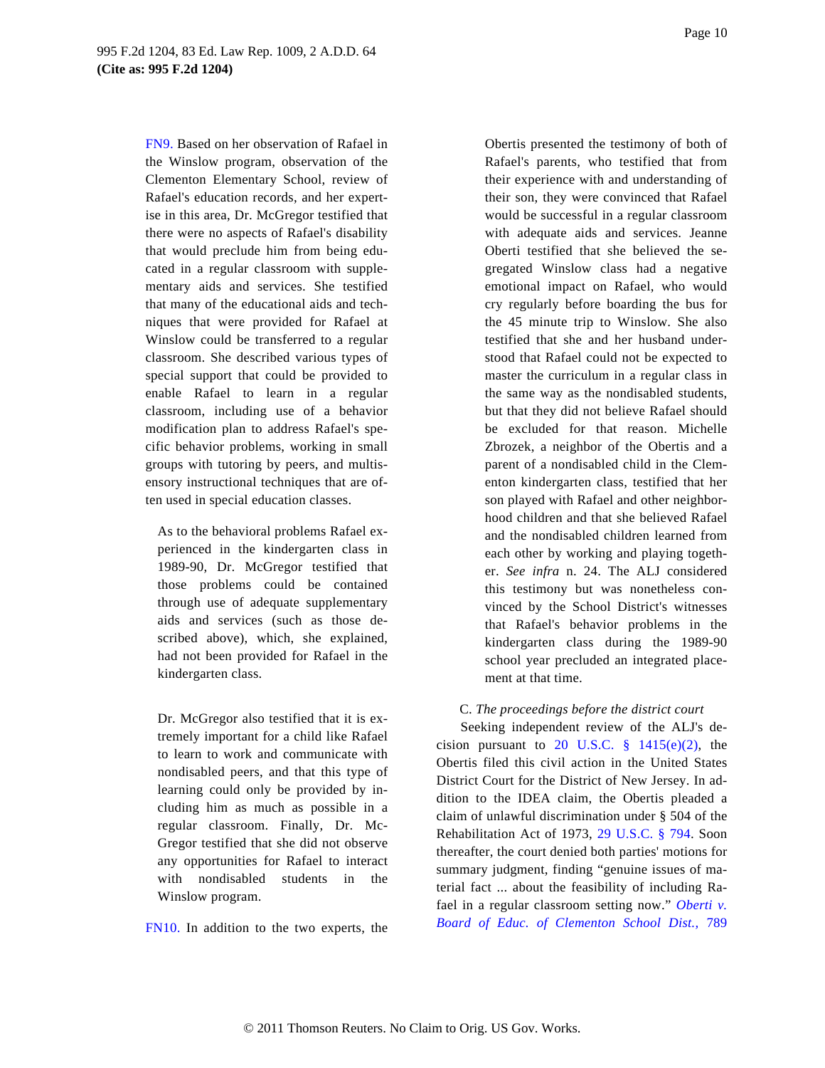FN9. Based on her observation of Rafael in the Winslow program, observation of the Clementon Elementary School, review of Rafael's education records, and her expertise in this area, Dr. McGregor testified that there were no aspects of Rafael's disability that would preclude him from being educated in a regular classroom with supplementary aids and services. She testified that many of the educational aids and techniques that were provided for Rafael at Winslow could be transferred to a regular classroom. She described various types of special support that could be provided to enable Rafael to learn in a regular classroom, including use of a behavior modification plan to address Rafael's specific behavior problems, working in small groups with tutoring by peers, and multisensory instructional techniques that are often used in special education classes.

As to the behavioral problems Rafael experienced in the kindergarten class in 1989-90, Dr. McGregor testified that those problems could be contained through use of adequate supplementary aids and services (such as those described above), which, she explained, had not been provided for Rafael in the kindergarten class.

Dr. McGregor also testified that it is extremely important for a child like Rafael to learn to work and communicate with nondisabled peers, and that this type of learning could only be provided by including him as much as possible in a regular classroom. Finally, Dr. McGregor testified that she did not observe any opportunities for Rafael to interact with nondisabled students in the Winslow program.

FN10. In addition to the two experts, the Obertis presented the testimony of both of Rafael's parents, who testified that from their experience with and understanding of their son, they were convinced that Rafael would be successful in a regular classroom with adequate aids and services. Jeanne Oberti testified that she believed the segregated Winslow class had a negative emotional impact on Rafael, who would cry regularly before boarding the bus for the 45 minute trip to Winslow. She also testified that she and her husband understood that Rafael could not be expected to master the curriculum in a regular class in the same way as the nondisabled students, but that they did not believe Rafael should be excluded for that reason. Michelle Zbrozek, a neighbor of the Obertis and a parent of a nondisabled child in the Clementon kindergarten class, testified that her son played with Rafael and other neighborhood children and that she believed Rafael and the nondisabled children learned from each other by working and playing together. *See infra* n. 24. The ALJ considered this testimony but was nonetheless convinced by the School District's witnesses that Rafael's behavior problems in the kindergarten class during the 1989-90 school year precluded an integrated placement at that time.

C. *The proceedings before the district court*

Seeking independent review of the ALJ's decision pursuant to 20 U.S.C. § 1415(e)(2), the Obertis filed this civil action in the United States District Court for the District of New Jersey. In addition to the IDEA claim, the Obertis pleaded a claim of unlawful discrimination under § 504 of the Rehabilitation Act of 1973, 29 U.S.C. § 794. Soon thereafter, the court denied both parties' motions for summary judgment, finding "genuine issues of material fact ... about the feasibility of including Rafael in a regular classroom setting now." *Oberti v. Board of Educ. of Clementon School Dist.,* 789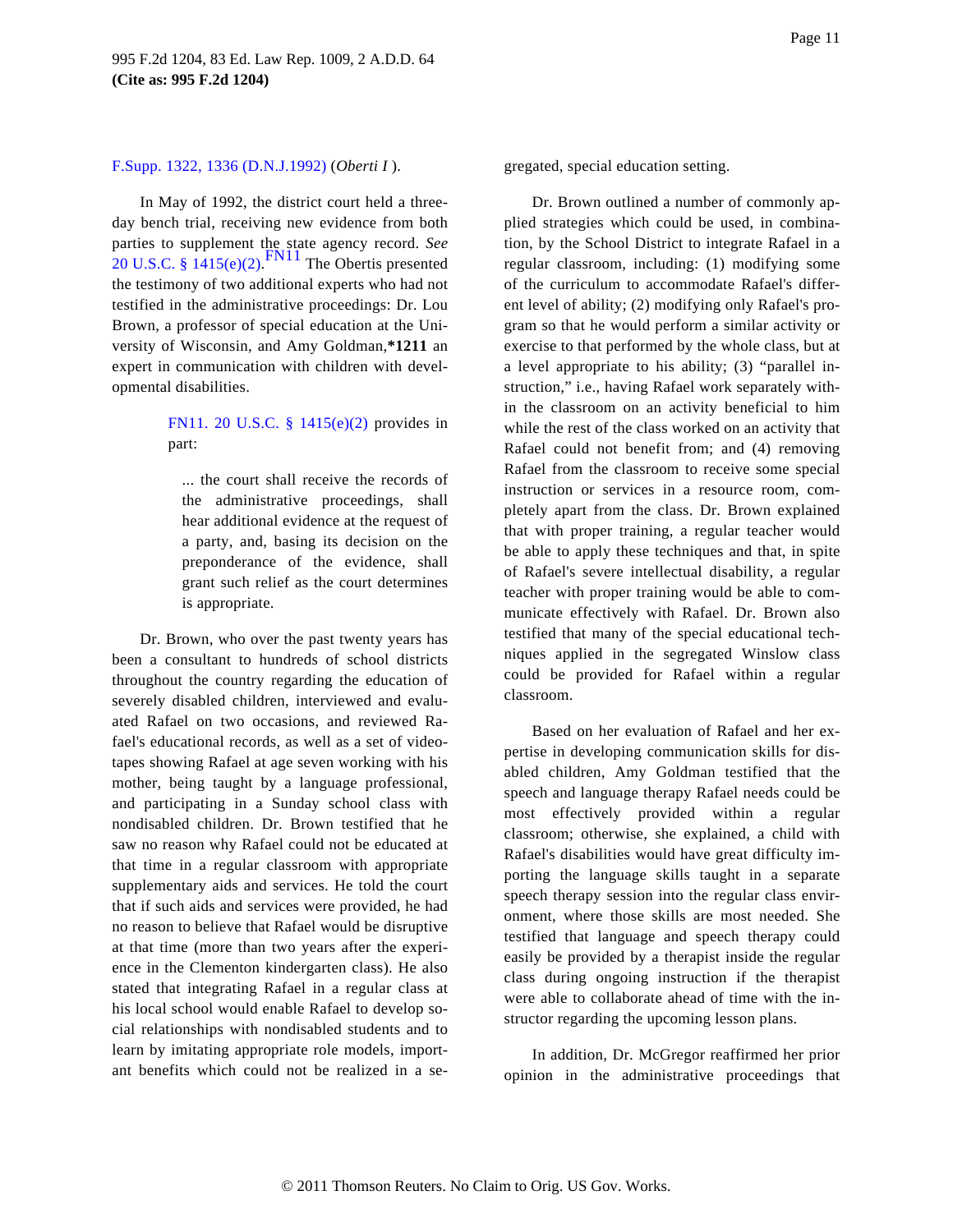F.Supp. 1322, 1336 (D.N.J.1992) (*Oberti I* ).

In May of 1992, the district court held a three-day bench trial, receiving new evidence from both parties to supplement the state agency record. *See* 20 U.S.C. § 1415(e)(2).[FN11] The Obertis presented the testimony of two additional experts who had not testified in the administrative proceedings: Dr. Lou Brown, a professor of special education at the University of Wisconsin, and Amy Goldman,**\*1211** an expert in communication with children with developmental disabilities.

> FN11. 20 U.S.C. § 1415(e)(2) provides in part:
>
> > ... the court shall receive the records of the administrative proceedings, shall hear additional evidence at the request of a party, and, basing its decision on the preponderance of the evidence, shall grant such relief as the court determines is appropriate.

Dr. Brown, who over the past twenty years has been a consultant to hundreds of school districts throughout the country regarding the education of severely disabled children, interviewed and evaluated Rafael on two occasions, and reviewed Rafael's educational records, as well as a set of videotapes showing Rafael at age seven working with his mother, being taught by a language professional, and participating in a Sunday school class with nondisabled children. Dr. Brown testified that he saw no reason why Rafael could not be educated at that time in a regular classroom with appropriate supplementary aids and services. He told the court that if such aids and services were provided, he had no reason to believe that Rafael would be disruptive at that time (more than two years after the experience in the Clementon kindergarten class). He also stated that integrating Rafael in a regular class at his local school would enable Rafael to develop social relationships with nondisabled students and to learn by imitating appropriate role models, important benefits which could not be realized in a segregated, special education setting.

Dr. Brown outlined a number of commonly applied strategies which could be used, in combination, by the School District to integrate Rafael in a regular classroom, including: (1) modifying some of the curriculum to accommodate Rafael's different level of ability; (2) modifying only Rafael's program so that he would perform a similar activity or exercise to that performed by the whole class, but at a level appropriate to his ability; (3) "parallel instruction," i.e., having Rafael work separately within the classroom on an activity beneficial to him while the rest of the class worked on an activity that Rafael could not benefit from; and (4) removing Rafael from the classroom to receive some special instruction or services in a resource room, completely apart from the class. Dr. Brown explained that with proper training, a regular teacher would be able to apply these techniques and that, in spite of Rafael's severe intellectual disability, a regular teacher with proper training would be able to communicate effectively with Rafael. Dr. Brown also testified that many of the special educational techniques applied in the segregated Winslow class could be provided for Rafael within a regular classroom.

Based on her evaluation of Rafael and her expertise in developing communication skills for disabled children, Amy Goldman testified that the speech and language therapy Rafael needs could be most effectively provided within a regular classroom; otherwise, she explained, a child with Rafael's disabilities would have great difficulty importing the language skills taught in a separate speech therapy session into the regular class environment, where those skills are most needed. She testified that language and speech therapy could easily be provided by a therapist inside the regular class during ongoing instruction if the therapist were able to collaborate ahead of time with the instructor regarding the upcoming lesson plans.

In addition, Dr. McGregor reaffirmed her prior opinion in the administrative proceedings that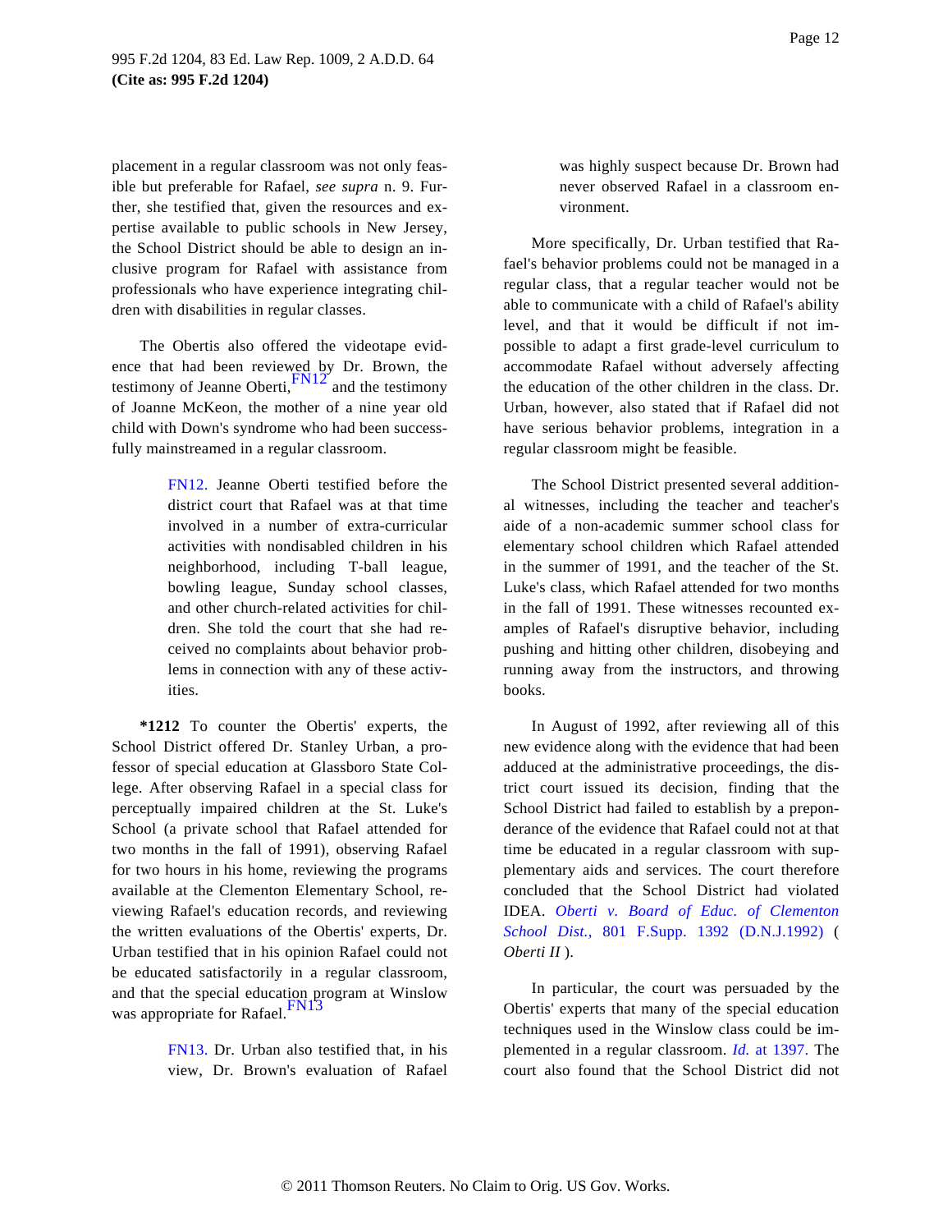placement in a regular classroom was not only feasible but preferable for Rafael, *see supra* n. 9. Further, she testified that, given the resources and expertise available to public schools in New Jersey, the School District should be able to design an inclusive program for Rafael with assistance from professionals who have experience integrating children with disabilities in regular classes.

The Obertis also offered the videotape evidence that had been reviewed by Dr. Brown, the testimony of Jeanne Oberti,[FN12] and the testimony of Joanne McKeon, the mother of a nine year old child with Down's syndrome who had been successfully mainstreamed in a regular classroom.

> FN12. Jeanne Oberti testified before the district court that Rafael was at that time involved in a number of extra-curricular activities with nondisabled children in his neighborhood, including T-ball league, bowling league, Sunday school classes, and other church-related activities for children. She told the court that she had received no complaints about behavior problems in connection with any of these activities.

**\*1212** To counter the Obertis' experts, the School District offered Dr. Stanley Urban, a professor of special education at Glassboro State College. After observing Rafael in a special class for perceptually impaired children at the St. Luke's School (a private school that Rafael attended for two months in the fall of 1991), observing Rafael for two hours in his home, reviewing the programs available at the Clementon Elementary School, reviewing Rafael's education records, and reviewing the written evaluations of the Obertis' experts, Dr. Urban testified that in his opinion Rafael could not be educated satisfactorily in a regular classroom, and that the special education program at Winslow was appropriate for Rafael.[FN13]

> FN13. Dr. Urban also testified that, in his view, Dr. Brown's evaluation of Rafael was highly suspect because Dr. Brown had never observed Rafael in a classroom environment.

More specifically, Dr. Urban testified that Rafael's behavior problems could not be managed in a regular class, that a regular teacher would not be able to communicate with a child of Rafael's ability level, and that it would be difficult if not impossible to adapt a first grade-level curriculum to accommodate Rafael without adversely affecting the education of the other children in the class. Dr. Urban, however, also stated that if Rafael did not have serious behavior problems, integration in a regular classroom might be feasible.

The School District presented several additional witnesses, including the teacher and teacher's aide of a non-academic summer school class for elementary school children which Rafael attended in the summer of 1991, and the teacher of the St. Luke's class, which Rafael attended for two months in the fall of 1991. These witnesses recounted examples of Rafael's disruptive behavior, including pushing and hitting other children, disobeying and running away from the instructors, and throwing books.

In August of 1992, after reviewing all of this new evidence along with the evidence that had been adduced at the administrative proceedings, the district court issued its decision, finding that the School District had failed to establish by a preponderance of the evidence that Rafael could not at that time be educated in a regular classroom with supplementary aids and services. The court therefore concluded that the School District had violated IDEA. *Oberti v. Board of Educ. of Clementon School Dist.,* 801 F.Supp. 1392 (D.N.J.1992) ( *Oberti II* ).

In particular, the court was persuaded by the Obertis' experts that many of the special education techniques used in the Winslow class could be implemented in a regular classroom. *Id.* at 1397. The court also found that the School District did not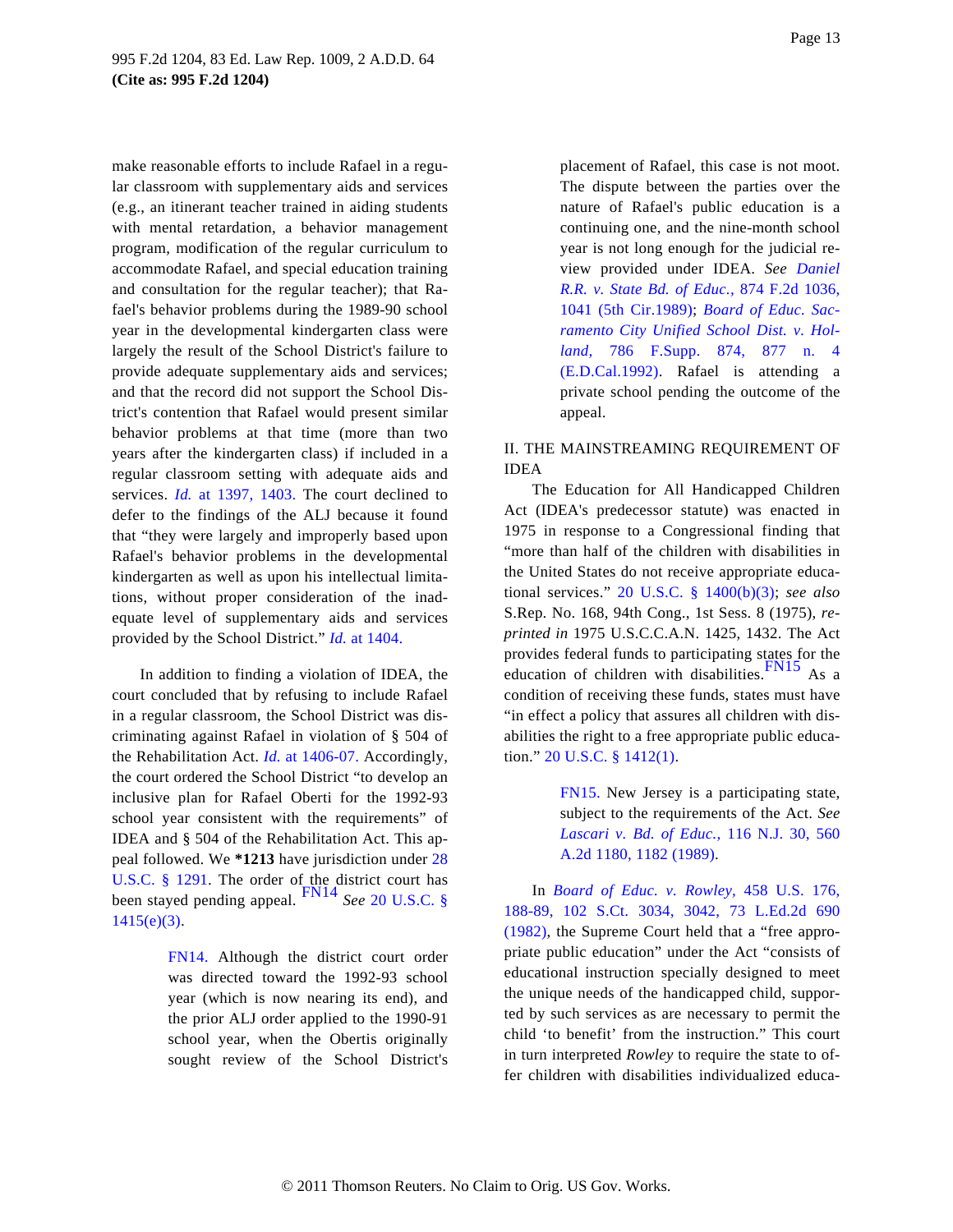make reasonable efforts to include Rafael in a regular classroom with supplementary aids and services (e.g., an itinerant teacher trained in aiding students with mental retardation, a behavior management program, modification of the regular curriculum to accommodate Rafael, and special education training and consultation for the regular teacher); that Rafael's behavior problems during the 1989-90 school year in the developmental kindergarten class were largely the result of the School District's failure to provide adequate supplementary aids and services; and that the record did not support the School District's contention that Rafael would present similar behavior problems at that time (more than two years after the kindergarten class) if included in a regular classroom setting with adequate aids and services. *Id.* at 1397, 1403. The court declined to defer to the findings of the ALJ because it found that "they were largely and improperly based upon Rafael's behavior problems in the developmental kindergarten as well as upon his intellectual limitations, without proper consideration of the inadequate level of supplementary aids and services provided by the School District." *Id.* at 1404.

In addition to finding a violation of IDEA, the court concluded that by refusing to include Rafael in a regular classroom, the School District was discriminating against Rafael in violation of § 504 of the Rehabilitation Act. *Id.* at 1406-07. Accordingly, the court ordered the School District "to develop an inclusive plan for Rafael Oberti for the 1992-93 school year consistent with the requirements" of IDEA and § 504 of the Rehabilitation Act. This appeal followed. We **\*1213** have jurisdiction under 28 U.S.C. § 1291. The order of the district court has been stayed pending appeal. [FN14] *See* 20 U.S.C. § 1415(e)(3).

> FN14. Although the district court order was directed toward the 1992-93 school year (which is now nearing its end), and the prior ALJ order applied to the 1990-91 school year, when the Obertis originally sought review of the School District's placement of Rafael, this case is not moot. The dispute between the parties over the nature of Rafael's public education is a continuing one, and the nine-month school year is not long enough for the judicial review provided under IDEA. *See Daniel R.R. v. State Bd. of Educ.,* 874 F.2d 1036, 1041 (5th Cir.1989); *Board of Educ. Sacramento City Unified School Dist. v. Holland,* 786 F.Supp. 874, 877 n. 4 (E.D.Cal.1992). Rafael is attending a private school pending the outcome of the appeal.

## II. THE MAINSTREAMING REQUIREMENT OF IDEA

The Education for All Handicapped Children Act (IDEA's predecessor statute) was enacted in 1975 in response to a Congressional finding that "more than half of the children with disabilities in the United States do not receive appropriate educational services." 20 U.S.C. § 1400(b)(3); *see also* S.Rep. No. 168, 94th Cong., 1st Sess. 8 (1975), *reprinted in* 1975 U.S.C.C.A.N. 1425, 1432. The Act provides federal funds to participating states for the education of children with disabilities. [FN15] As a condition of receiving these funds, states must have "in effect a policy that assures all children with disabilities the right to a free appropriate public education." 20 U.S.C. § 1412(1).

> FN15. New Jersey is a participating state, subject to the requirements of the Act. *See Lascari v. Bd. of Educ.,* 116 N.J. 30, 560 A.2d 1180, 1182 (1989).

In *Board of Educ. v. Rowley,* 458 U.S. 176, 188-89, 102 S.Ct. 3034, 3042, 73 L.Ed.2d 690 (1982), the Supreme Court held that a "free appropriate public education" under the Act "consists of educational instruction specially designed to meet the unique needs of the handicapped child, supported by such services as are necessary to permit the child 'to benefit' from the instruction." This court in turn interpreted *Rowley* to require the state to offer children with disabilities individualized educa-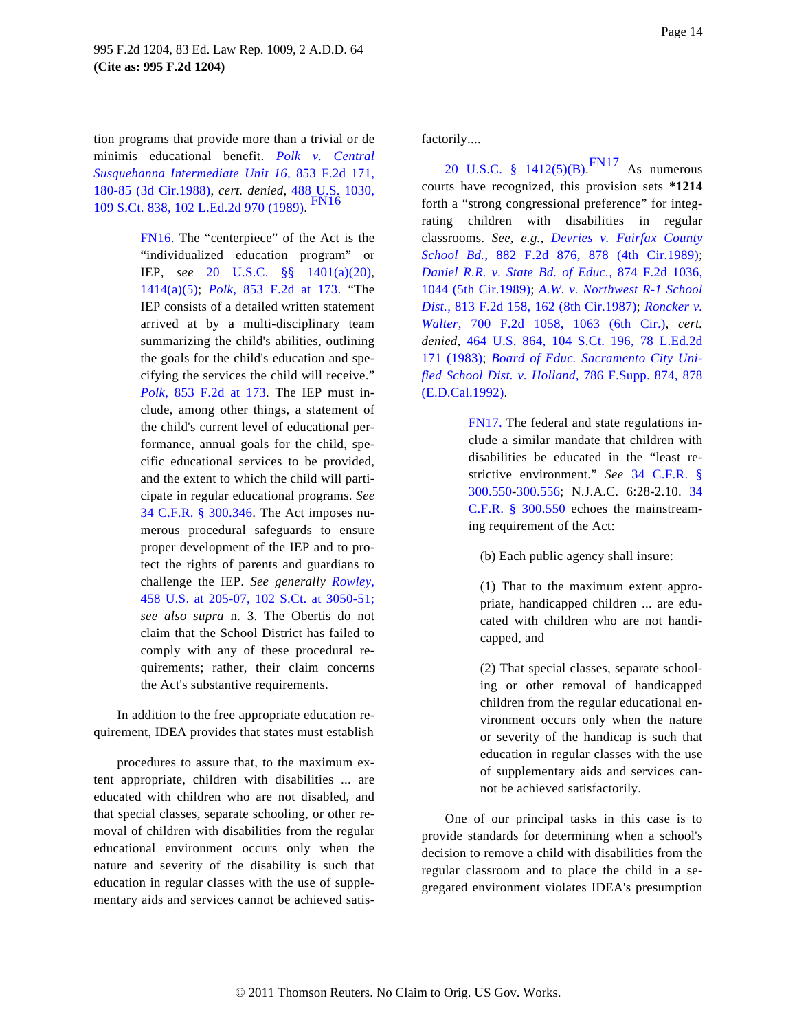tion programs that provide more than a trivial or de minimis educational benefit. *Polk v. Central Susquehanna Intermediate Unit 16,* 853 F.2d 171, 180-85 (3d Cir.1988), *cert. denied,* 488 U.S. 1030, 109 S.Ct. 838, 102 L.Ed.2d 970 (1989).[FN16]

> FN16. The "centerpiece" of the Act is the "individualized education program" or IEP, *see* 20 U.S.C. §§ 1401(a)(20), 1414(a)(5); *Polk,* 853 F.2d at 173. "The IEP consists of a detailed written statement arrived at by a multi-disciplinary team summarizing the child's abilities, outlining the goals for the child's education and specifying the services the child will receive." *Polk,* 853 F.2d at 173. The IEP must include, among other things, a statement of the child's current level of educational performance, annual goals for the child, specific educational services to be provided, and the extent to which the child will participate in regular educational programs. *See* 34 C.F.R. § 300.346. The Act imposes numerous procedural safeguards to ensure proper development of the IEP and to protect the rights of parents and guardians to challenge the IEP. *See generally Rowley,* 458 U.S. at 205-07, 102 S.Ct. at 3050-51; *see also supra* n. 3. The Obertis do not claim that the School District has failed to comply with any of these procedural requirements; rather, their claim concerns the Act's substantive requirements.

In addition to the free appropriate education requirement, IDEA provides that states must establish

> procedures to assure that, to the maximum extent appropriate, children with disabilities ... are educated with children who are not disabled, and that special classes, separate schooling, or other removal of children with disabilities from the regular educational environment occurs only when the nature and severity of the disability is such that education in regular classes with the use of supplementary aids and services cannot be achieved satisfactorily....

20 U.S.C. § 1412(5)(B).[FN17] As numerous courts have recognized, this provision sets **\*1214** forth a "strong congressional preference" for integrating children with disabilities in regular classrooms. *See, e.g., Devries v. Fairfax County School Bd.,* 882 F.2d 876, 878 (4th Cir.1989); *Daniel R.R. v. State Bd. of Educ.,* 874 F.2d 1036, 1044 (5th Cir.1989); *A.W. v. Northwest R-1 School Dist.,* 813 F.2d 158, 162 (8th Cir.1987); *Roncker v. Walter,* 700 F.2d 1058, 1063 (6th Cir.), *cert. denied,* 464 U.S. 864, 104 S.Ct. 196, 78 L.Ed.2d 171 (1983); *Board of Educ. Sacramento City Unified School Dist. v. Holland,* 786 F.Supp. 874, 878 (E.D.Cal.1992).

> FN17. The federal and state regulations include a similar mandate that children with disabilities be educated in the "least restrictive environment." *See* 34 C.F.R. § 300.550-300.556; N.J.A.C. 6:28-2.10. 34 C.F.R. § 300.550 echoes the mainstreaming requirement of the Act:
>
> (b) Each public agency shall insure:
>
> (1) That to the maximum extent appropriate, handicapped children ... are educated with children who are not handicapped, and
>
> (2) That special classes, separate schooling or other removal of handicapped children from the regular educational environment occurs only when the nature or severity of the handicap is such that education in regular classes with the use of supplementary aids and services cannot be achieved satisfactorily.

One of our principal tasks in this case is to provide standards for determining when a school's decision to remove a child with disabilities from the regular classroom and to place the child in a segregated environment violates IDEA's presumption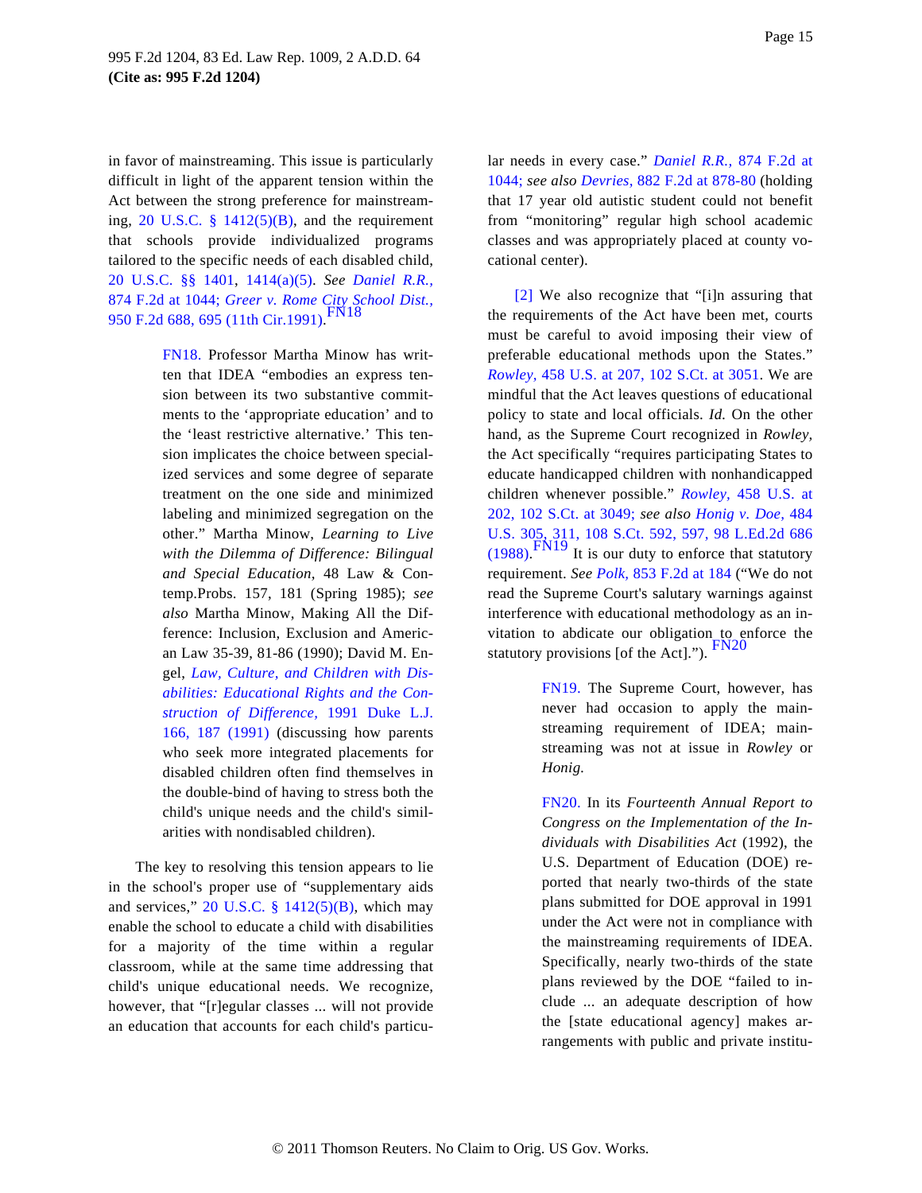in favor of mainstreaming. This issue is particularly difficult in light of the apparent tension within the Act between the strong preference for mainstreaming, 20 U.S.C. § 1412(5)(B), and the requirement that schools provide individualized programs tailored to the specific needs of each disabled child, 20 U.S.C. §§ 1401, 1414(a)(5). *See Daniel R.R.,* 874 F.2d at 1044; *Greer v. Rome City School Dist.,* 950 F.2d 688, 695 (11th Cir.1991).[FN18]

> FN18. Professor Martha Minow has written that IDEA "embodies an express tension between its two substantive commitments to the 'appropriate education' and to the 'least restrictive alternative.' This tension implicates the choice between specialized services and some degree of separate treatment on the one side and minimized labeling and minimized segregation on the other." Martha Minow, *Learning to Live with the Dilemma of Difference: Bilingual and Special Education,* 48 Law & Contemp.Probs. 157, 181 (Spring 1985); *see also* Martha Minow, Making All the Difference: Inclusion, Exclusion and American Law 35-39, 81-86 (1990); David M. Engel, *Law, Culture, and Children with Disabilities: Educational Rights and the Construction of Difference,* 1991 Duke L.J. 166, 187 (1991) (discussing how parents who seek more integrated placements for disabled children often find themselves in the double-bind of having to stress both the child's unique needs and the child's similarities with nondisabled children).

The key to resolving this tension appears to lie in the school's proper use of "supplementary aids and services," 20 U.S.C. § 1412(5)(B), which may enable the school to educate a child with disabilities for a majority of the time within a regular classroom, while at the same time addressing that child's unique educational needs. We recognize, however, that "[r]egular classes ... will not provide an education that accounts for each child's particular needs in every case." *Daniel R.R.,* 874 F.2d at 1044; *see also Devries,* 882 F.2d at 878-80 (holding that 17 year old autistic student could not benefit from "monitoring" regular high school academic classes and was appropriately placed at county vocational center).

[2] We also recognize that "[i]n assuring that the requirements of the Act have been met, courts must be careful to avoid imposing their view of preferable educational methods upon the States." *Rowley,* 458 U.S. at 207, 102 S.Ct. at 3051. We are mindful that the Act leaves questions of educational policy to state and local officials. *Id.* On the other hand, as the Supreme Court recognized in *Rowley,* the Act specifically "requires participating States to educate handicapped children with nonhandicapped children whenever possible." *Rowley,* 458 U.S. at 202, 102 S.Ct. at 3049; *see also Honig v. Doe,* 484 U.S. 305, 311, 108 S.Ct. 592, 597, 98 L.Ed.2d 686 (1988).[FN19] It is our duty to enforce that statutory requirement. *See Polk,* 853 F.2d at 184 ("We do not read the Supreme Court's salutary warnings against interference with educational methodology as an invitation to abdicate our obligation to enforce the statutory provisions [of the Act].").[FN20]

> FN19. The Supreme Court, however, has never had occasion to apply the mainstreaming requirement of IDEA; mainstreaming was not at issue in *Rowley* or *Honig.*

> FN20. In its *Fourteenth Annual Report to Congress on the Implementation of the Individuals with Disabilities Act* (1992), the U.S. Department of Education (DOE) reported that nearly two-thirds of the state plans submitted for DOE approval in 1991 under the Act were not in compliance with the mainstreaming requirements of IDEA. Specifically, nearly two-thirds of the state plans reviewed by the DOE "failed to include ... an adequate description of how the [state educational agency] makes arrangements with public and private institu-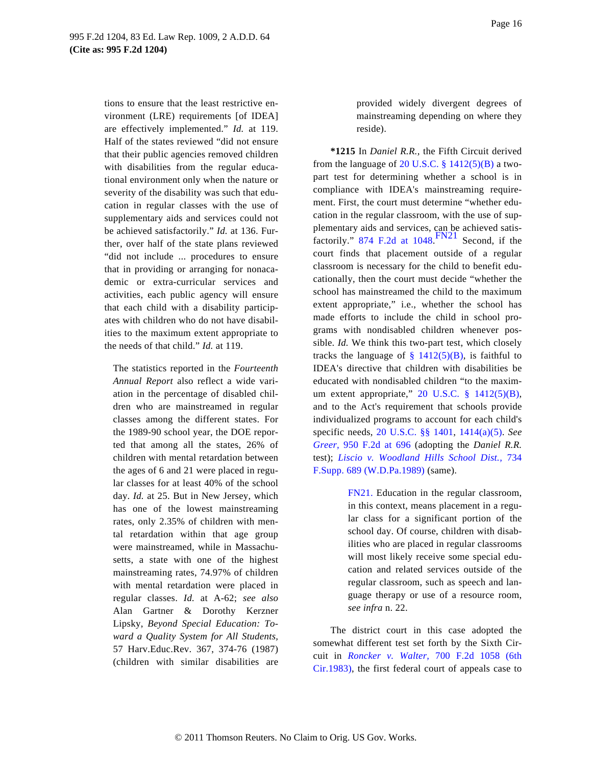tions to ensure that the least restrictive environment (LRE) requirements [of IDEA] are effectively implemented." *Id.* at 119. Half of the states reviewed "did not ensure that their public agencies removed children with disabilities from the regular educational environment only when the nature or severity of the disability was such that education in regular classes with the use of supplementary aids and services could not be achieved satisfactorily." *Id.* at 136. Further, over half of the state plans reviewed "did not include ... procedures to ensure that in providing or arranging for nonacademic or extra-curricular services and activities, each public agency will ensure that each child with a disability participates with children who do not have disabilities to the maximum extent appropriate to the needs of that child." *Id.* at 119.

> The statistics reported in the *Fourteenth Annual Report* also reflect a wide variation in the percentage of disabled children who are mainstreamed in regular classes among the different states. For the 1989-90 school year, the DOE reported that among all the states, 26% of children with mental retardation between the ages of 6 and 21 were placed in regular classes for at least 40% of the school day. *Id.* at 25. But in New Jersey, which has one of the lowest mainstreaming rates, only 2.35% of children with mental retardation within that age group were mainstreamed, while in Massachusetts, a state with one of the highest mainstreaming rates, 74.97% of children with mental retardation were placed in regular classes. *Id.* at A-62; *see also* Alan Gartner & Dorothy Kerzner Lipsky, *Beyond Special Education: Toward a Quality System for All Students,* 57 Harv.Educ.Rev. 367, 374-76 (1987) (children with similar disabilities are provided widely divergent degrees of mainstreaming depending on where they reside).

**\*1215** In *Daniel R.R.,* the Fifth Circuit derived from the language of 20 U.S.C. § 1412(5)(B) a two-part test for determining whether a school is in compliance with IDEA's mainstreaming requirement. First, the court must determine "whether education in the regular classroom, with the use of supplementary aids and services, can be achieved satisfactorily." 874 F.2d at 1048.[FN21] Second, if the court finds that placement outside of a regular classroom is necessary for the child to benefit educationally, then the court must decide "whether the school has mainstreamed the child to the maximum extent appropriate," i.e., whether the school has made efforts to include the child in school programs with nondisabled children whenever possible. *Id.* We think this two-part test, which closely tracks the language of § 1412(5)(B), is faithful to IDEA's directive that children with disabilities be educated with nondisabled children "to the maximum extent appropriate," 20 U.S.C. § 1412(5)(B), and to the Act's requirement that schools provide individualized programs to account for each child's specific needs, 20 U.S.C. §§ 1401, 1414(a)(5). *See Greer,* 950 F.2d at 696 (adopting the *Daniel R.R.* test); *Liscio v. Woodland Hills School Dist.,* 734 F.Supp. 689 (W.D.Pa.1989) (same).

> FN21. Education in the regular classroom, in this context, means placement in a regular class for a significant portion of the school day. Of course, children with disabilities who are placed in regular classrooms will most likely receive some special education and related services outside of the regular classroom, such as speech and language therapy or use of a resource room, *see infra* n. 22.

The district court in this case adopted the somewhat different test set forth by the Sixth Circuit in *Roncker v. Walter,* 700 F.2d 1058 (6th Cir.1983), the first federal court of appeals case to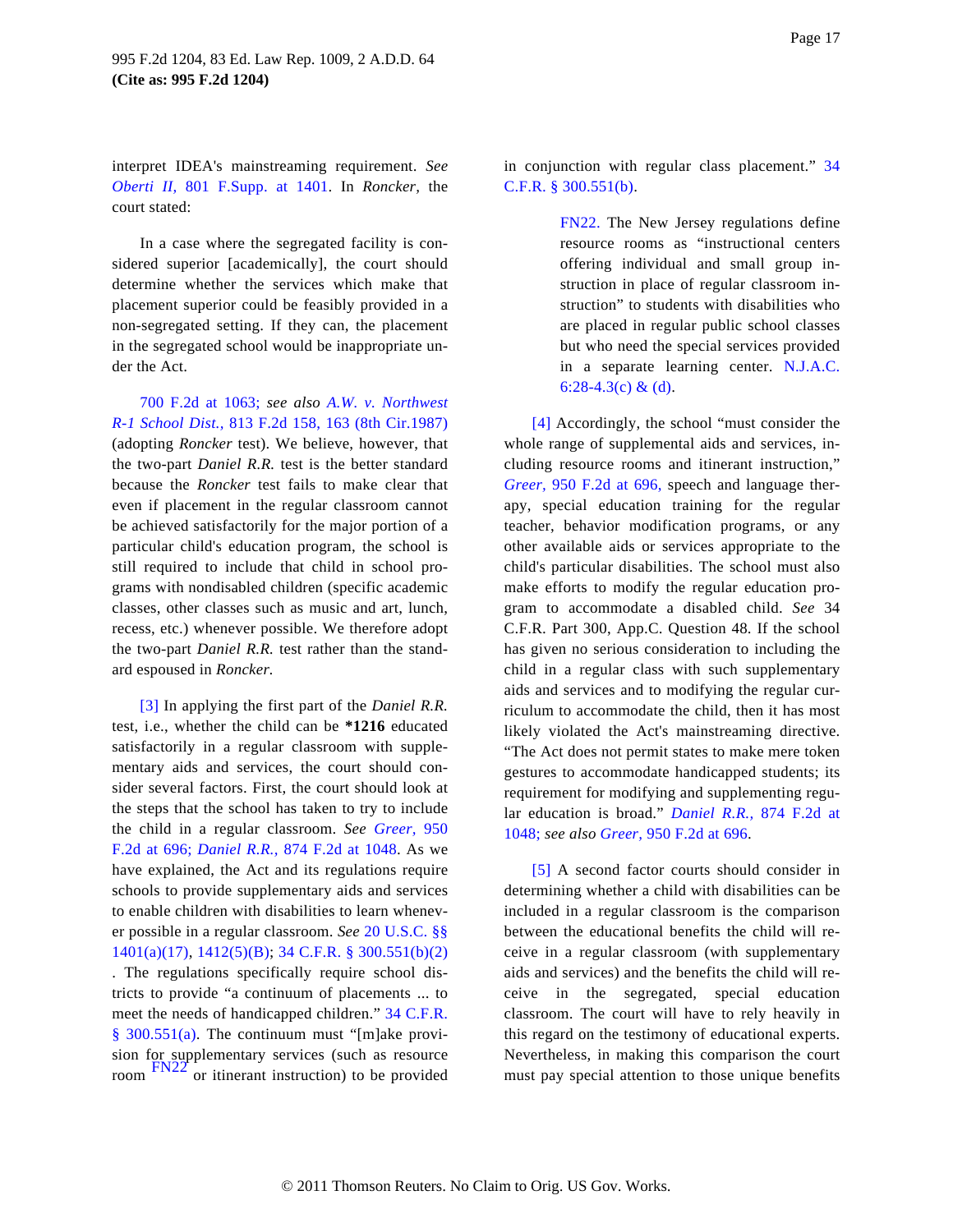interpret IDEA's mainstreaming requirement. *See Oberti II,* 801 F.Supp. at 1401. In *Roncker,* the court stated:

> In a case where the segregated facility is considered superior [academically], the court should determine whether the services which make that placement superior could be feasibly provided in a non-segregated setting. If they can, the placement in the segregated school would be inappropriate under the Act.

700 F.2d at 1063; *see also A.W. v. Northwest R-1 School Dist.,* 813 F.2d 158, 163 (8th Cir.1987) (adopting *Roncker* test). We believe, however, that the two-part *Daniel R.R.* test is the better standard because the *Roncker* test fails to make clear that even if placement in the regular classroom cannot be achieved satisfactorily for the major portion of a particular child's education program, the school is still required to include that child in school programs with nondisabled children (specific academic classes, other classes such as music and art, lunch, recess, etc.) whenever possible. We therefore adopt the two-part *Daniel R.R.* test rather than the standard espoused in *Roncker.*

[3] In applying the first part of the *Daniel R.R.* test, i.e., whether the child can be **\*1216** educated satisfactorily in a regular classroom with supplementary aids and services, the court should consider several factors. First, the court should look at the steps that the school has taken to try to include the child in a regular classroom. *See Greer,* 950 F.2d at 696; *Daniel R.R.,* 874 F.2d at 1048. As we have explained, the Act and its regulations require schools to provide supplementary aids and services to enable children with disabilities to learn whenever possible in a regular classroom. *See* 20 U.S.C. §§ 1401(a)(17), 1412(5)(B); 34 C.F.R. § 300.551(b)(2). The regulations specifically require school districts to provide "a continuum of placements ... to meet the needs of handicapped children." 34 C.F.R. § 300.551(a). The continuum must "[m]ake provision for supplementary services (such as resource room FN22 or itinerant instruction) to be provided in conjunction with regular class placement." 34 C.F.R. § 300.551(b).

> FN22. The New Jersey regulations define resource rooms as "instructional centers offering individual and small group instruction in place of regular classroom instruction" to students with disabilities who are placed in regular public school classes but who need the special services provided in a separate learning center. N.J.A.C. 6:28-4.3(c) & (d).

[4] Accordingly, the school "must consider the whole range of supplemental aids and services, including resource rooms and itinerant instruction," *Greer,* 950 F.2d at 696, speech and language therapy, special education training for the regular teacher, behavior modification programs, or any other available aids or services appropriate to the child's particular disabilities. The school must also make efforts to modify the regular education program to accommodate a disabled child. *See* 34 C.F.R. Part 300, App.C. Question 48. If the school has given no serious consideration to including the child in a regular class with such supplementary aids and services and to modifying the regular curriculum to accommodate the child, then it has most likely violated the Act's mainstreaming directive. "The Act does not permit states to make mere token gestures to accommodate handicapped students; its requirement for modifying and supplementing regular education is broad." *Daniel R.R.,* 874 F.2d at 1048; *see also Greer,* 950 F.2d at 696.

[5] A second factor courts should consider in determining whether a child with disabilities can be included in a regular classroom is the comparison between the educational benefits the child will receive in a regular classroom (with supplementary aids and services) and the benefits the child will receive in the segregated, special education classroom. The court will have to rely heavily in this regard on the testimony of educational experts. Nevertheless, in making this comparison the court must pay special attention to those unique benefits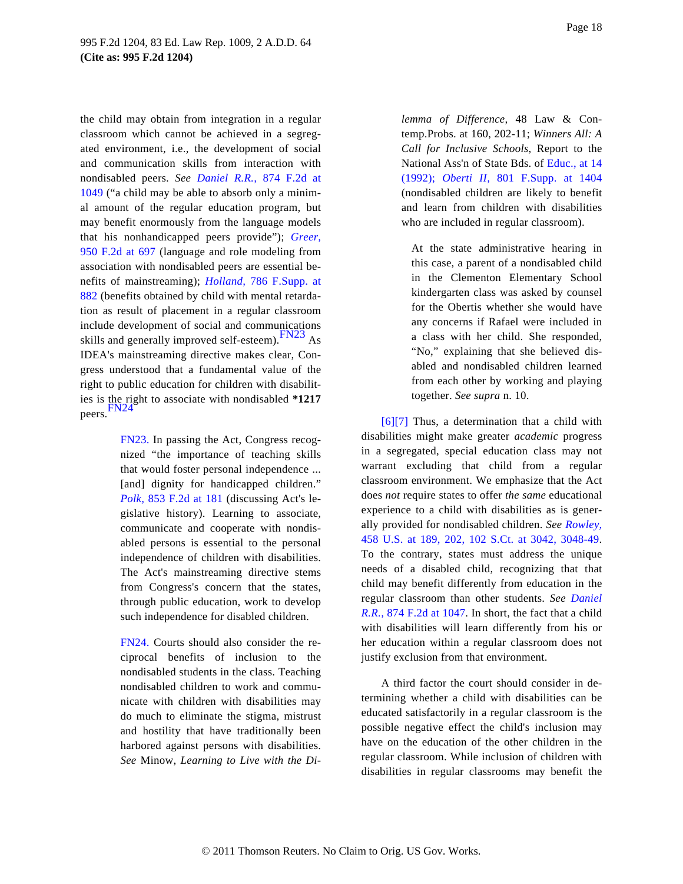the child may obtain from integration in a regular classroom which cannot be achieved in a segregated environment, i.e., the development of social and communication skills from interaction with nondisabled peers. *See Daniel R.R.,* 874 F.2d at 1049 ("a child may be able to absorb only a minimal amount of the regular education program, but may benefit enormously from the language models that his nonhandicapped peers provide"); *Greer,* 950 F.2d at 697 (language and role modeling from association with nondisabled peers are essential benefits of mainstreaming); *Holland,* 786 F.Supp. at 882 (benefits obtained by child with mental retardation as result of placement in a regular classroom include development of social and communications skills and generally improved self-esteem).[FN23] As IDEA's mainstreaming directive makes clear, Congress understood that a fundamental value of the right to public education for children with disabilities is the right to associate with nondisabled **\*1217** peers.[FN24]

> FN23. In passing the Act, Congress recognized "the importance of teaching skills that would foster personal independence ... [and] dignity for handicapped children." *Polk,* 853 F.2d at 181 (discussing Act's legislative history). Learning to associate, communicate and cooperate with nondisabled persons is essential to the personal independence of children with disabilities. The Act's mainstreaming directive stems from Congress's concern that the states, through public education, work to develop such independence for disabled children.

> FN24. Courts should also consider the reciprocal benefits of inclusion to the nondisabled students in the class. Teaching nondisabled children to work and communicate with children with disabilities may do much to eliminate the stigma, mistrust and hostility that have traditionally been harbored against persons with disabilities. *See* Minow, *Learning to Live with the Dilemma of Difference,* 48 Law & Contemp.Probs. at 160, 202-11; *Winners All: A Call for Inclusive Schools,* Report to the National Ass'n of State Bds. of Educ., at 14 (1992); *Oberti II,* 801 F.Supp. at 1404 (nondisabled children are likely to benefit and learn from children with disabilities who are included in regular classroom).

> At the state administrative hearing in this case, a parent of a nondisabled child in the Clementon Elementary School kindergarten class was asked by counsel for the Obertis whether she would have any concerns if Rafael were included in a class with her child. She responded, "No," explaining that she believed disabled and nondisabled children learned from each other by working and playing together. *See supra* n. 10.

[6][7] Thus, a determination that a child with disabilities might make greater *academic* progress in a segregated, special education class may not warrant excluding that child from a regular classroom environment. We emphasize that the Act does *not* require states to offer *the same* educational experience to a child with disabilities as is generally provided for nondisabled children. *See Rowley,* 458 U.S. at 189, 202, 102 S.Ct. at 3042, 3048-49. To the contrary, states must address the unique needs of a disabled child, recognizing that that child may benefit differently from education in the regular classroom than other students. *See Daniel R.R.,* 874 F.2d at 1047. In short, the fact that a child with disabilities will learn differently from his or her education within a regular classroom does not justify exclusion from that environment.

A third factor the court should consider in determining whether a child with disabilities can be educated satisfactorily in a regular classroom is the possible negative effect the child's inclusion may have on the education of the other children in the regular classroom. While inclusion of children with disabilities in regular classrooms may benefit the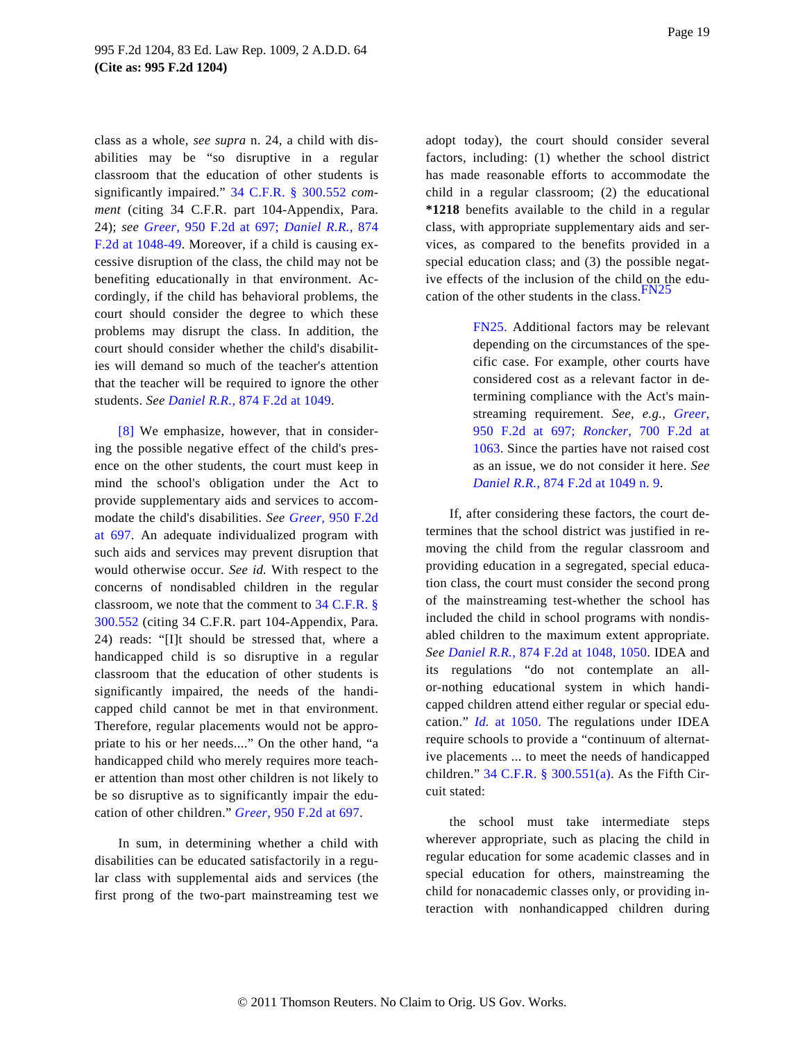class as a whole, *see supra* n. 24, a child with disabilities may be "so disruptive in a regular classroom that the education of other students is significantly impaired." 34 C.F.R. § 300.552 *comment* (citing 34 C.F.R. part 104-Appendix, Para. 24); *see Greer,* 950 F.2d at 697; *Daniel R.R.,* 874 F.2d at 1048-49. Moreover, if a child is causing excessive disruption of the class, the child may not be benefiting educationally in that environment. Accordingly, if the child has behavioral problems, the court should consider the degree to which these problems may disrupt the class. In addition, the court should consider whether the child's disabilities will demand so much of the teacher's attention that the teacher will be required to ignore the other students. *See Daniel R.R.,* 874 F.2d at 1049.

[8] We emphasize, however, that in considering the possible negative effect of the child's presence on the other students, the court must keep in mind the school's obligation under the Act to provide supplementary aids and services to accommodate the child's disabilities. *See Greer,* 950 F.2d at 697. An adequate individualized program with such aids and services may prevent disruption that would otherwise occur. *See id.* With respect to the concerns of nondisabled children in the regular classroom, we note that the comment to 34 C.F.R. § 300.552 (citing 34 C.F.R. part 104-Appendix, Para. 24) reads: "[I]t should be stressed that, where a handicapped child is so disruptive in a regular classroom that the education of other students is significantly impaired, the needs of the handicapped child cannot be met in that environment. Therefore, regular placements would not be appropriate to his or her needs...." On the other hand, "a handicapped child who merely requires more teacher attention than most other children is not likely to be so disruptive as to significantly impair the education of other children." *Greer,* 950 F.2d at 697.

In sum, in determining whether a child with disabilities can be educated satisfactorily in a regular class with supplemental aids and services (the first prong of the two-part mainstreaming test we adopt today), the court should consider several factors, including: (1) whether the school district has made reasonable efforts to accommodate the child in a regular classroom; (2) the educational **\*1218** benefits available to the child in a regular class, with appropriate supplementary aids and services, as compared to the benefits provided in a special education class; and (3) the possible negative effects of the inclusion of the child on the education of the other students in the class.[FN25]

> FN25. Additional factors may be relevant depending on the circumstances of the specific case. For example, other courts have considered cost as a relevant factor in determining compliance with the Act's mainstreaming requirement. *See, e.g., Greer,* 950 F.2d at 697; *Roncker,* 700 F.2d at 1063. Since the parties have not raised cost as an issue, we do not consider it here. *See Daniel R.R.,* 874 F.2d at 1049 n. 9.

If, after considering these factors, the court determines that the school district was justified in removing the child from the regular classroom and providing education in a segregated, special education class, the court must consider the second prong of the mainstreaming test-whether the school has included the child in school programs with nondisabled children to the maximum extent appropriate. *See Daniel R.R.,* 874 F.2d at 1048, 1050. IDEA and its regulations "do not contemplate an all-or-nothing educational system in which handicapped children attend either regular or special education." *Id.* at 1050. The regulations under IDEA require schools to provide a "continuum of alternative placements ... to meet the needs of handicapped children." 34 C.F.R. § 300.551(a). As the Fifth Circuit stated:

> the school must take intermediate steps wherever appropriate, such as placing the child in regular education for some academic classes and in special education for others, mainstreaming the child for nonacademic classes only, or providing interaction with nonhandicapped children during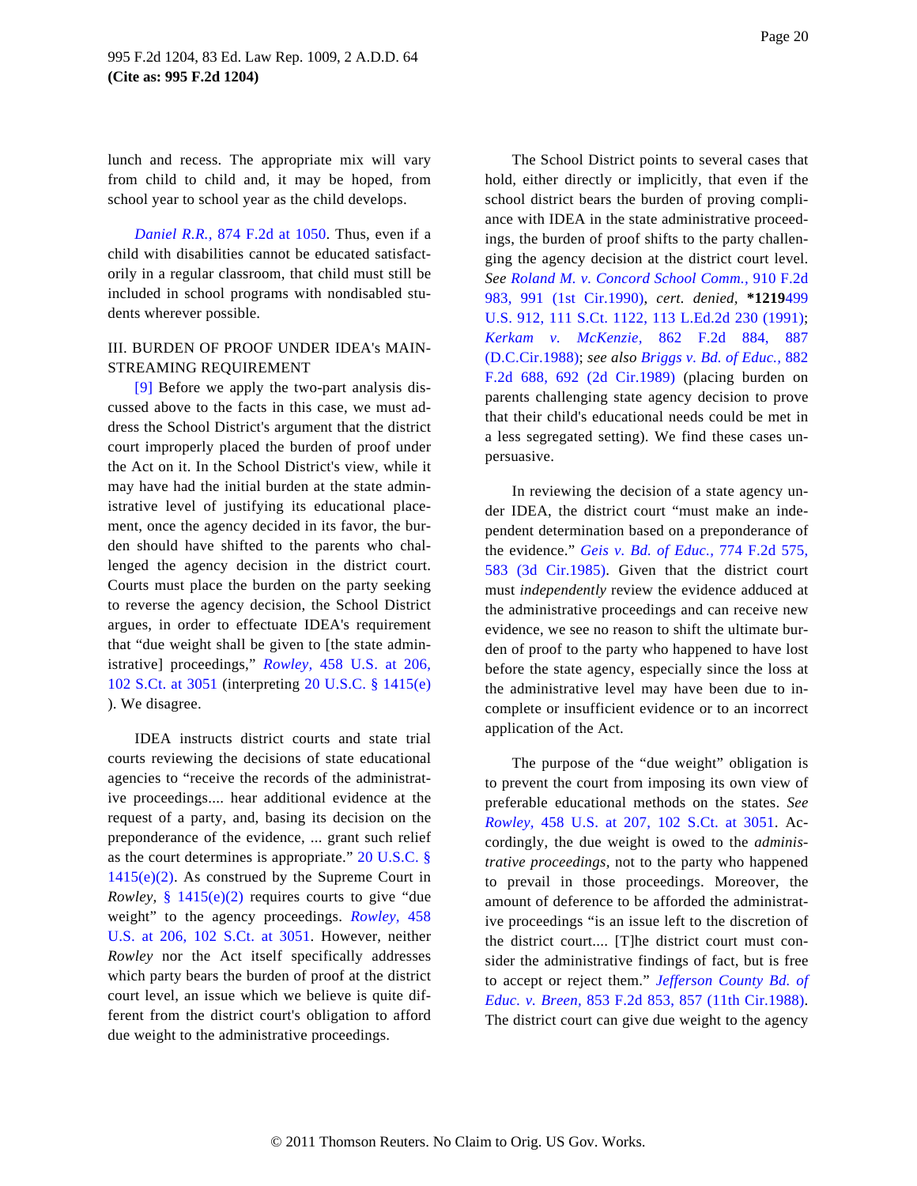lunch and recess. The appropriate mix will vary from child to child and, it may be hoped, from school year to school year as the child develops.

*Daniel R.R.,* 874 F.2d at 1050. Thus, even if a child with disabilities cannot be educated satisfactorily in a regular classroom, that child must still be included in school programs with nondisabled students wherever possible.

III. BURDEN OF PROOF UNDER IDEA's MAINSTREAMING REQUIREMENT

[9] Before we apply the two-part analysis discussed above to the facts in this case, we must address the School District's argument that the district court improperly placed the burden of proof under the Act on it. In the School District's view, while it may have had the initial burden at the state administrative level of justifying its educational placement, once the agency decided in its favor, the burden should have shifted to the parents who challenged the agency decision in the district court. Courts must place the burden on the party seeking to reverse the agency decision, the School District argues, in order to effectuate IDEA's requirement that "due weight shall be given to [the state administrative] proceedings," *Rowley,* 458 U.S. at 206, 102 S.Ct. at 3051 (interpreting 20 U.S.C. § 1415(e) ). We disagree.

IDEA instructs district courts and state trial courts reviewing the decisions of state educational agencies to "receive the records of the administrative proceedings.... hear additional evidence at the request of a party, and, basing its decision on the preponderance of the evidence, ... grant such relief as the court determines is appropriate." 20 U.S.C. § 1415(e)(2). As construed by the Supreme Court in *Rowley,* § 1415(e)(2) requires courts to give "due weight" to the agency proceedings. *Rowley,* 458 U.S. at 206, 102 S.Ct. at 3051. However, neither *Rowley* nor the Act itself specifically addresses which party bears the burden of proof at the district court level, an issue which we believe is quite different from the district court's obligation to afford due weight to the administrative proceedings.

The School District points to several cases that hold, either directly or implicitly, that even if the school district bears the burden of proving compliance with IDEA in the state administrative proceedings, the burden of proof shifts to the party challenging the agency decision at the district court level. *See Roland M. v. Concord School Comm.,* 910 F.2d 983, 991 (1st Cir.1990), *cert. denied,* **\*1219**499 U.S. 912, 111 S.Ct. 1122, 113 L.Ed.2d 230 (1991); *Kerkam v. McKenzie,* 862 F.2d 884, 887 (D.C.Cir.1988); *see also Briggs v. Bd. of Educ.,* 882 F.2d 688, 692 (2d Cir.1989) (placing burden on parents challenging state agency decision to prove that their child's educational needs could be met in a less segregated setting). We find these cases unpersuasive.

In reviewing the decision of a state agency under IDEA, the district court "must make an independent determination based on a preponderance of the evidence." *Geis v. Bd. of Educ.,* 774 F.2d 575, 583 (3d Cir.1985). Given that the district court must *independently* review the evidence adduced at the administrative proceedings and can receive new evidence, we see no reason to shift the ultimate burden of proof to the party who happened to have lost before the state agency, especially since the loss at the administrative level may have been due to incomplete or insufficient evidence or to an incorrect application of the Act.

The purpose of the "due weight" obligation is to prevent the court from imposing its own view of preferable educational methods on the states. *See Rowley,* 458 U.S. at 207, 102 S.Ct. at 3051. Accordingly, the due weight is owed to the *administrative proceedings,* not to the party who happened to prevail in those proceedings. Moreover, the amount of deference to be afforded the administrative proceedings "is an issue left to the discretion of the district court.... [T]he district court must consider the administrative findings of fact, but is free to accept or reject them." *Jefferson County Bd. of Educ. v. Breen,* 853 F.2d 853, 857 (11th Cir.1988). The district court can give due weight to the agency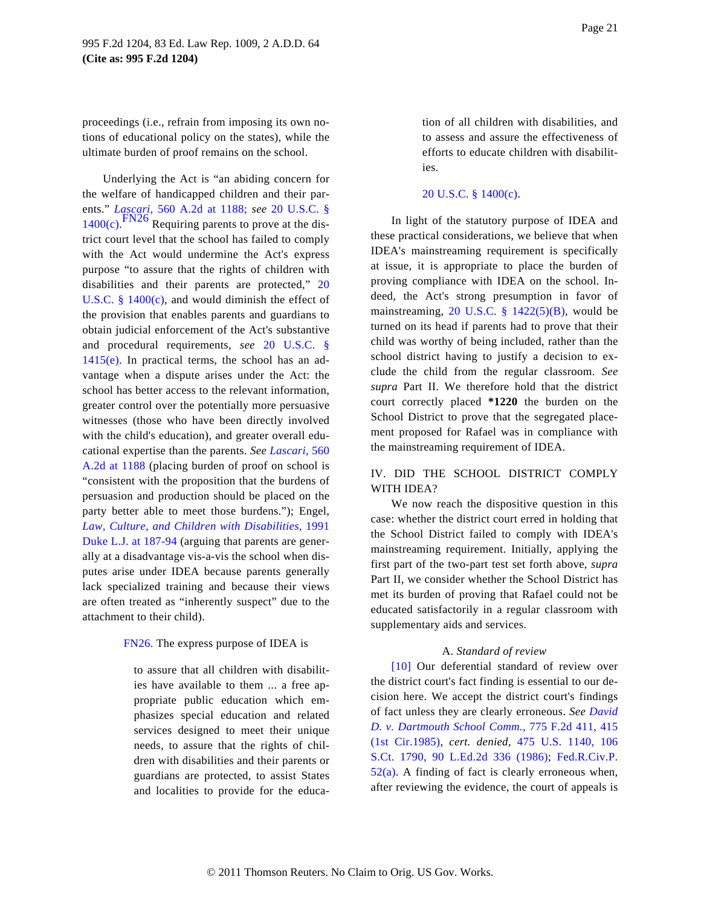proceedings (i.e., refrain from imposing its own notions of educational policy on the states), while the ultimate burden of proof remains on the school.

Underlying the Act is "an abiding concern for the welfare of handicapped children and their parents." *Lascari,* 560 A.2d at 1188; *see* 20 U.S.C. § 1400(c).FN26 Requiring parents to prove at the district court level that the school has failed to comply with the Act would undermine the Act's express purpose "to assure that the rights of children with disabilities and their parents are protected," 20 U.S.C. § 1400(c), and would diminish the effect of the provision that enables parents and guardians to obtain judicial enforcement of the Act's substantive and procedural requirements, *see* 20 U.S.C. § 1415(e). In practical terms, the school has an advantage when a dispute arises under the Act: the school has better access to the relevant information, greater control over the potentially more persuasive witnesses (those who have been directly involved with the child's education), and greater overall educational expertise than the parents. *See Lascari,* 560 A.2d at 1188 (placing burden of proof on school is "consistent with the proposition that the burdens of persuasion and production should be placed on the party better able to meet those burdens."); Engel, *Law, Culture, and Children with Disabilities,* 1991 Duke L.J. at 187-94 (arguing that parents are generally at a disadvantage vis-a-vis the school when disputes arise under IDEA because parents generally lack specialized training and because their views are often treated as "inherently suspect" due to the attachment to their child).

> FN26. The express purpose of IDEA is
>
> > to assure that all children with disabilities have available to them ... a free appropriate public education which emphasizes special education and related services designed to meet their unique needs, to assure that the rights of children with disabilities and their parents or guardians are protected, to assist States and localities to provide for the education of all children with disabilities, and to assess and assure the effectiveness of efforts to educate children with disabilities.
>
> 20 U.S.C. § 1400(c).

In light of the statutory purpose of IDEA and these practical considerations, we believe that when IDEA's mainstreaming requirement is specifically at issue, it is appropriate to place the burden of proving compliance with IDEA on the school. Indeed, the Act's strong presumption in favor of mainstreaming, 20 U.S.C. § 1422(5)(B), would be turned on its head if parents had to prove that their child was worthy of being included, rather than the school district having to justify a decision to exclude the child from the regular classroom. *See supra* Part II. We therefore hold that the district court correctly placed **\*1220** the burden on the School District to prove that the segregated placement proposed for Rafael was in compliance with the mainstreaming requirement of IDEA.

## IV. DID THE SCHOOL DISTRICT COMPLY WITH IDEA?

We now reach the dispositive question in this case: whether the district court erred in holding that the School District failed to comply with IDEA's mainstreaming requirement. Initially, applying the first part of the two-part test set forth above, *supra* Part II, we consider whether the School District has met its burden of proving that Rafael could not be educated satisfactorily in a regular classroom with supplementary aids and services.

### A. *Standard of review*

[10] Our deferential standard of review over the district court's fact finding is essential to our decision here. We accept the district court's findings of fact unless they are clearly erroneous. *See David D. v. Dartmouth School Comm.,* 775 F.2d 411, 415 (1st Cir.1985), *cert. denied,* 475 U.S. 1140, 106 S.Ct. 1790, 90 L.Ed.2d 336 (1986); Fed.R.Civ.P. 52(a). A finding of fact is clearly erroneous when, after reviewing the evidence, the court of appeals is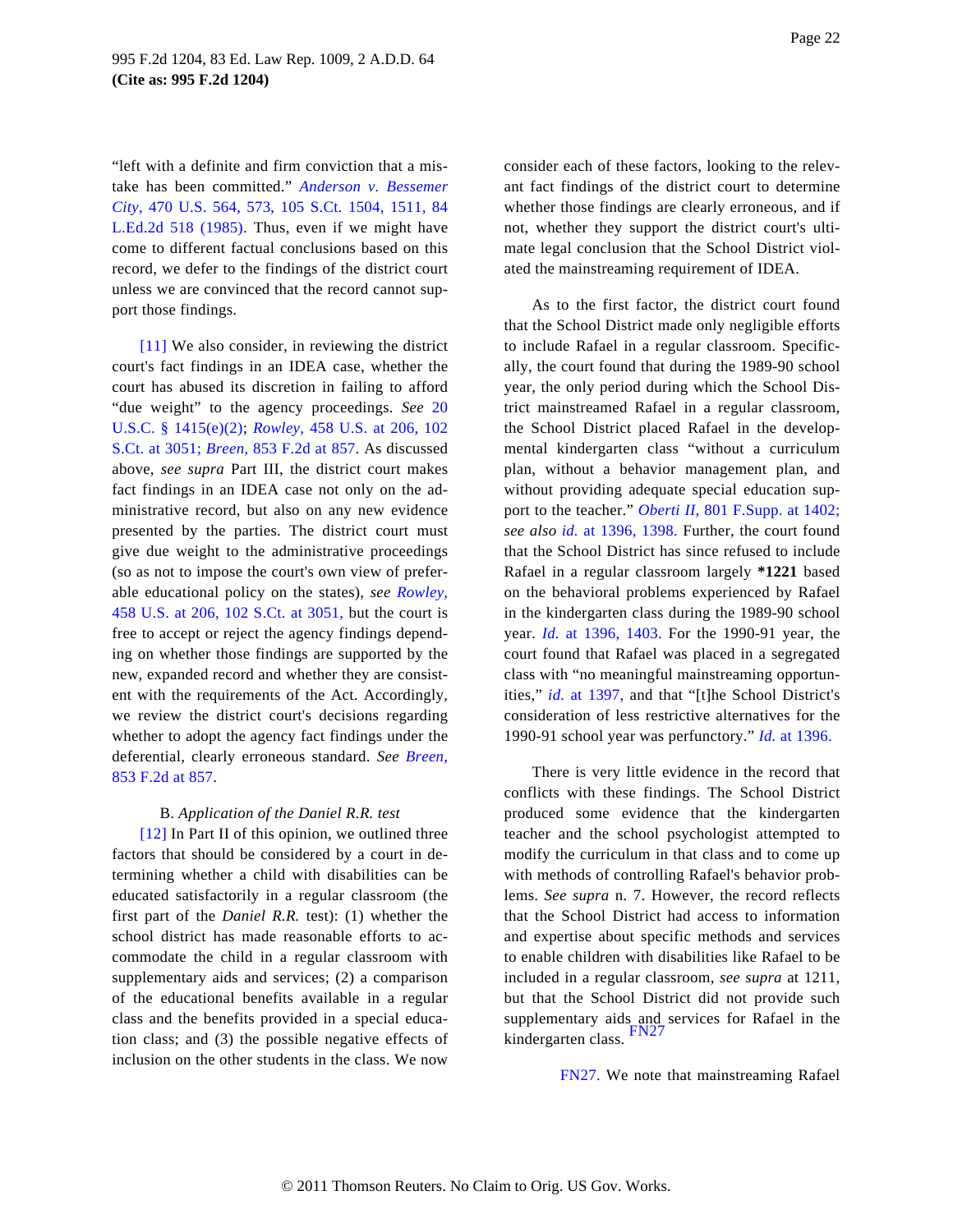"left with a definite and firm conviction that a mistake has been committed." *Anderson v. Bessemer City,* 470 U.S. 564, 573, 105 S.Ct. 1504, 1511, 84 L.Ed.2d 518 (1985). Thus, even if we might have come to different factual conclusions based on this record, we defer to the findings of the district court unless we are convinced that the record cannot support those findings.

[11] We also consider, in reviewing the district court's fact findings in an IDEA case, whether the court has abused its discretion in failing to afford "due weight" to the agency proceedings. *See* 20 U.S.C. § 1415(e)(2); *Rowley,* 458 U.S. at 206, 102 S.Ct. at 3051; *Breen,* 853 F.2d at 857. As discussed above, *see supra* Part III, the district court makes fact findings in an IDEA case not only on the administrative record, but also on any new evidence presented by the parties. The district court must give due weight to the administrative proceedings (so as not to impose the court's own view of preferable educational policy on the states), *see Rowley,* 458 U.S. at 206, 102 S.Ct. at 3051, but the court is free to accept or reject the agency findings depending on whether those findings are supported by the new, expanded record and whether they are consistent with the requirements of the Act. Accordingly, we review the district court's decisions regarding whether to adopt the agency fact findings under the deferential, clearly erroneous standard. *See Breen,* 853 F.2d at 857.

B. *Application of the Daniel R.R. test*

[12] In Part II of this opinion, we outlined three factors that should be considered by a court in determining whether a child with disabilities can be educated satisfactorily in a regular classroom (the first part of the *Daniel R.R.* test): (1) whether the school district has made reasonable efforts to accommodate the child in a regular classroom with supplementary aids and services; (2) a comparison of the educational benefits available in a regular class and the benefits provided in a special education class; and (3) the possible negative effects of inclusion on the other students in the class. We now consider each of these factors, looking to the relevant fact findings of the district court to determine whether those findings are clearly erroneous, and if not, whether they support the district court's ultimate legal conclusion that the School District violated the mainstreaming requirement of IDEA.

As to the first factor, the district court found that the School District made only negligible efforts to include Rafael in a regular classroom. Specifically, the court found that during the 1989-90 school year, the only period during which the School District mainstreamed Rafael in a regular classroom, the School District placed Rafael in the developmental kindergarten class "without a curriculum plan, without a behavior management plan, and without providing adequate special education support to the teacher." *Oberti II,* 801 F.Supp. at 1402; *see also id.* at 1396, 1398. Further, the court found that the School District has since refused to include Rafael in a regular classroom largely **\*1221** based on the behavioral problems experienced by Rafael in the kindergarten class during the 1989-90 school year. *Id.* at 1396, 1403. For the 1990-91 year, the court found that Rafael was placed in a segregated class with "no meaningful mainstreaming opportunities," *id.* at 1397, and that "[t]he School District's consideration of less restrictive alternatives for the 1990-91 school year was perfunctory." *Id.* at 1396.

There is very little evidence in the record that conflicts with these findings. The School District produced some evidence that the kindergarten teacher and the school psychologist attempted to modify the curriculum in that class and to come up with methods of controlling Rafael's behavior problems. *See supra* n. 7. However, the record reflects that the School District had access to information and expertise about specific methods and services to enable children with disabilities like Rafael to be included in a regular classroom, *see supra* at 1211, but that the School District did not provide such supplementary aids and services for Rafael in the kindergarten class. FN27

FN27. We note that mainstreaming Rafael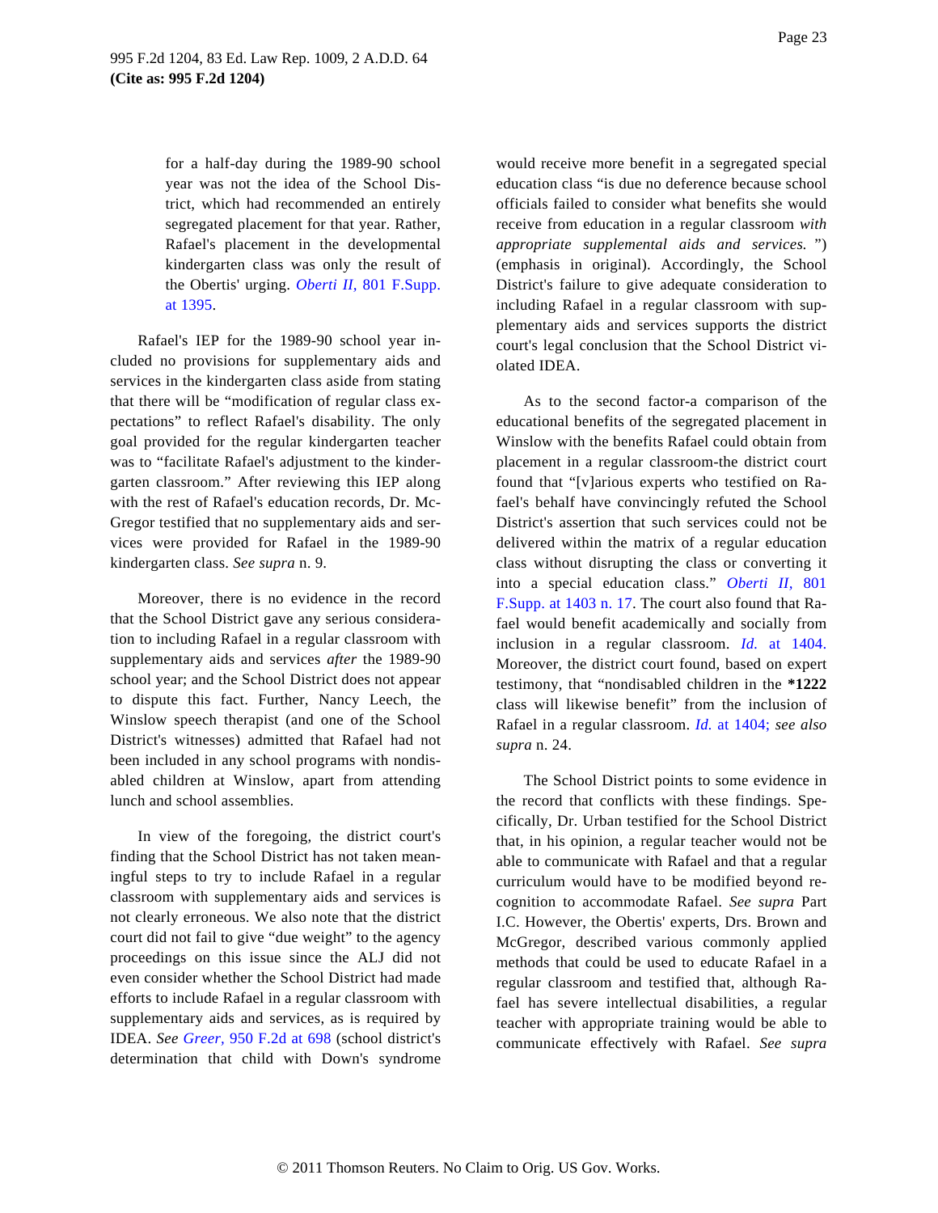for a half-day during the 1989-90 school year was not the idea of the School District, which had recommended an entirely segregated placement for that year. Rather, Rafael's placement in the developmental kindergarten class was only the result of the Obertis' urging. *Oberti II,* 801 F.Supp. at 1395.

Rafael's IEP for the 1989-90 school year included no provisions for supplementary aids and services in the kindergarten class aside from stating that there will be "modification of regular class expectations" to reflect Rafael's disability. The only goal provided for the regular kindergarten teacher was to "facilitate Rafael's adjustment to the kindergarten classroom." After reviewing this IEP along with the rest of Rafael's education records, Dr. McGregor testified that no supplementary aids and services were provided for Rafael in the 1989-90 kindergarten class. *See supra* n. 9.

Moreover, there is no evidence in the record that the School District gave any serious consideration to including Rafael in a regular classroom with supplementary aids and services *after* the 1989-90 school year; and the School District does not appear to dispute this fact. Further, Nancy Leech, the Winslow speech therapist (and one of the School District's witnesses) admitted that Rafael had not been included in any school programs with nondisabled children at Winslow, apart from attending lunch and school assemblies.

In view of the foregoing, the district court's finding that the School District has not taken meaningful steps to try to include Rafael in a regular classroom with supplementary aids and services is not clearly erroneous. We also note that the district court did not fail to give "due weight" to the agency proceedings on this issue since the ALJ did not even consider whether the School District had made efforts to include Rafael in a regular classroom with supplementary aids and services, as is required by IDEA. *See Greer,* 950 F.2d at 698 (school district's determination that child with Down's syndrome would receive more benefit in a segregated special education class "is due no deference because school officials failed to consider what benefits she would receive from education in a regular classroom *with appropriate supplemental aids and services.* ") (emphasis in original). Accordingly, the School District's failure to give adequate consideration to including Rafael in a regular classroom with supplementary aids and services supports the district court's legal conclusion that the School District violated IDEA.

As to the second factor-a comparison of the educational benefits of the segregated placement in Winslow with the benefits Rafael could obtain from placement in a regular classroom-the district court found that "[v]arious experts who testified on Rafael's behalf have convincingly refuted the School District's assertion that such services could not be delivered within the matrix of a regular education class without disrupting the class or converting it into a special education class." *Oberti II,* 801 F.Supp. at 1403 n. 17. The court also found that Rafael would benefit academically and socially from inclusion in a regular classroom. *Id.* at 1404. Moreover, the district court found, based on expert testimony, that "nondisabled children in the **\*1222** class will likewise benefit" from the inclusion of Rafael in a regular classroom. *Id.* at 1404; *see also supra* n. 24.

The School District points to some evidence in the record that conflicts with these findings. Specifically, Dr. Urban testified for the School District that, in his opinion, a regular teacher would not be able to communicate with Rafael and that a regular curriculum would have to be modified beyond recognition to accommodate Rafael. *See supra* Part I.C. However, the Obertis' experts, Drs. Brown and McGregor, described various commonly applied methods that could be used to educate Rafael in a regular classroom and testified that, although Rafael has severe intellectual disabilities, a regular teacher with appropriate training would be able to communicate effectively with Rafael. *See supra*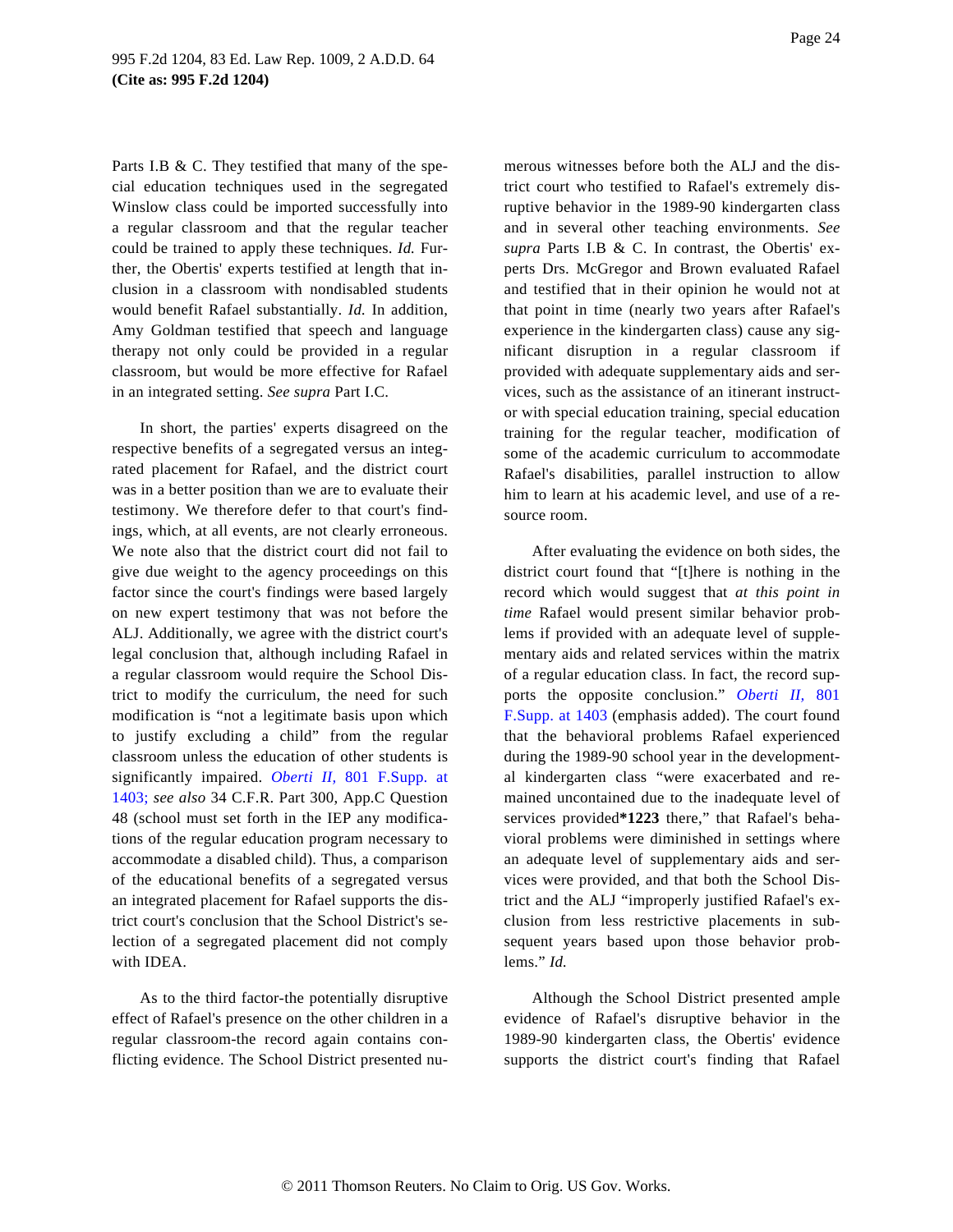Parts I.B & C. They testified that many of the special education techniques used in the segregated Winslow class could be imported successfully into a regular classroom and that the regular teacher could be trained to apply these techniques. *Id.* Further, the Obertis' experts testified at length that inclusion in a classroom with nondisabled students would benefit Rafael substantially. *Id.* In addition, Amy Goldman testified that speech and language therapy not only could be provided in a regular classroom, but would be more effective for Rafael in an integrated setting. *See supra* Part I.C.

In short, the parties' experts disagreed on the respective benefits of a segregated versus an integrated placement for Rafael, and the district court was in a better position than we are to evaluate their testimony. We therefore defer to that court's findings, which, at all events, are not clearly erroneous. We note also that the district court did not fail to give due weight to the agency proceedings on this factor since the court's findings were based largely on new expert testimony that was not before the ALJ. Additionally, we agree with the district court's legal conclusion that, although including Rafael in a regular classroom would require the School District to modify the curriculum, the need for such modification is "not a legitimate basis upon which to justify excluding a child" from the regular classroom unless the education of other students is significantly impaired. *Oberti II,* 801 F.Supp. at 1403; *see also* 34 C.F.R. Part 300, App.C Question 48 (school must set forth in the IEP any modifications of the regular education program necessary to accommodate a disabled child). Thus, a comparison of the educational benefits of a segregated versus an integrated placement for Rafael supports the district court's conclusion that the School District's selection of a segregated placement did not comply with IDEA.

As to the third factor-the potentially disruptive effect of Rafael's presence on the other children in a regular classroom-the record again contains conflicting evidence. The School District presented numerous witnesses before both the ALJ and the district court who testified to Rafael's extremely disruptive behavior in the 1989-90 kindergarten class and in several other teaching environments. *See supra* Parts I.B & C. In contrast, the Obertis' experts Drs. McGregor and Brown evaluated Rafael and testified that in their opinion he would not at that point in time (nearly two years after Rafael's experience in the kindergarten class) cause any significant disruption in a regular classroom if provided with adequate supplementary aids and services, such as the assistance of an itinerant instructor with special education training, special education training for the regular teacher, modification of some of the academic curriculum to accommodate Rafael's disabilities, parallel instruction to allow him to learn at his academic level, and use of a resource room.

After evaluating the evidence on both sides, the district court found that "[t]here is nothing in the record which would suggest that *at this point in time* Rafael would present similar behavior problems if provided with an adequate level of supplementary aids and related services within the matrix of a regular education class. In fact, the record supports the opposite conclusion." *Oberti II,* 801 F.Supp. at 1403 (emphasis added). The court found that the behavioral problems Rafael experienced during the 1989-90 school year in the developmental kindergarten class "were exacerbated and remained uncontained due to the inadequate level of services provided**\*1223** there," that Rafael's behavioral problems were diminished in settings where an adequate level of supplementary aids and services were provided, and that both the School District and the ALJ "improperly justified Rafael's exclusion from less restrictive placements in subsequent years based upon those behavior problems." *Id.*

Although the School District presented ample evidence of Rafael's disruptive behavior in the 1989-90 kindergarten class, the Obertis' evidence supports the district court's finding that Rafael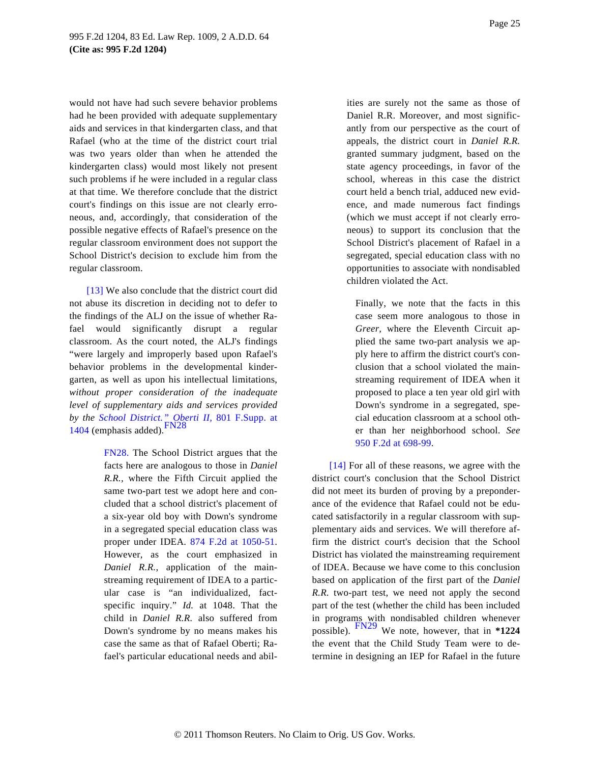would not have had such severe behavior problems had he been provided with adequate supplementary aids and services in that kindergarten class, and that Rafael (who at the time of the district court trial was two years older than when he attended the kindergarten class) would most likely not present such problems if he were included in a regular class at that time. We therefore conclude that the district court's findings on this issue are not clearly erroneous, and, accordingly, that consideration of the possible negative effects of Rafael's presence on the regular classroom environment does not support the School District's decision to exclude him from the regular classroom.

[13] We also conclude that the district court did not abuse its discretion in deciding not to defer to the findings of the ALJ on the issue of whether Rafael would significantly disrupt a regular classroom. As the court noted, the ALJ's findings "were largely and improperly based upon Rafael's behavior problems in the developmental kindergarten, as well as upon his intellectual limitations, *without proper consideration of the inadequate level of supplementary aids and services provided by the School District.*" *Oberti II,* 801 F.Supp. at 1404 (emphasis added).[FN28]

> FN28. The School District argues that the facts here are analogous to those in *Daniel R.R.,* where the Fifth Circuit applied the same two-part test we adopt here and concluded that a school district's placement of a six-year old boy with Down's syndrome in a segregated special education class was proper under IDEA. 874 F.2d at 1050-51. However, as the court emphasized in *Daniel R.R.,* application of the mainstreaming requirement of IDEA to a particular case is "an individualized, fact-specific inquiry." *Id.* at 1048. That the child in *Daniel R.R.* also suffered from Down's syndrome by no means makes his case the same as that of Rafael Oberti; Rafael's particular educational needs and abilities are surely not the same as those of Daniel R.R. Moreover, and most significantly from our perspective as the court of appeals, the district court in *Daniel R.R.* granted summary judgment, based on the state agency proceedings, in favor of the school, whereas in this case the district court held a bench trial, adduced new evidence, and made numerous fact findings (which we must accept if not clearly erroneous) to support its conclusion that the School District's placement of Rafael in a segregated, special education class with no opportunities to associate with nondisabled children violated the Act.
>
> Finally, we note that the facts in this case seem more analogous to those in *Greer,* where the Eleventh Circuit applied the same two-part analysis we apply here to affirm the district court's conclusion that a school violated the mainstreaming requirement of IDEA when it proposed to place a ten year old girl with Down's syndrome in a segregated, special education classroom at a school other than her neighborhood school. *See* 950 F.2d at 698-99.

[14] For all of these reasons, we agree with the district court's conclusion that the School District did not meet its burden of proving by a preponderance of the evidence that Rafael could not be educated satisfactorily in a regular classroom with supplementary aids and services. We will therefore affirm the district court's decision that the School District has violated the mainstreaming requirement of IDEA. Because we have come to this conclusion based on application of the first part of the *Daniel R.R.* two-part test, we need not apply the second part of the test (whether the child has been included in programs with nondisabled children whenever possible).[FN29] We note, however, that in **\*1224** the event that the Child Study Team were to determine in designing an IEP for Rafael in the future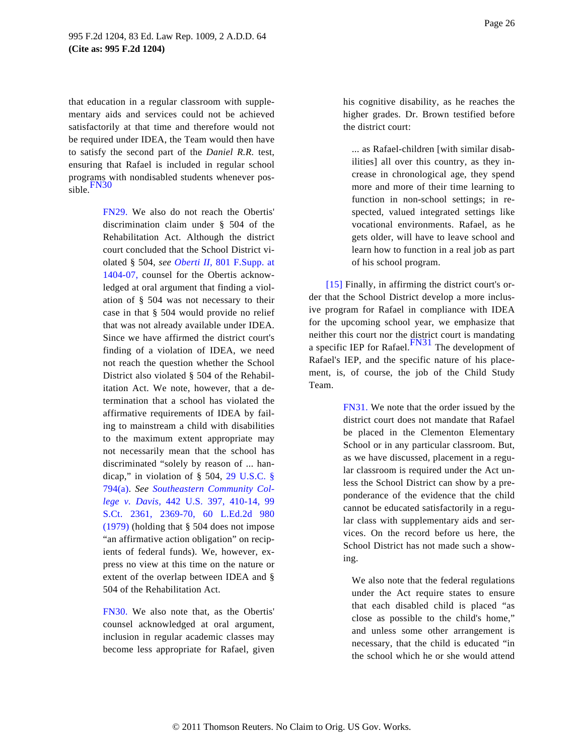that education in a regular classroom with supplementary aids and services could not be achieved satisfactorily at that time and therefore would not be required under IDEA, the Team would then have to satisfy the second part of the *Daniel R.R.* test, ensuring that Rafael is included in regular school programs with nondisabled students whenever possible.FN30

> FN29. We also do not reach the Obertis' discrimination claim under § 504 of the Rehabilitation Act. Although the district court concluded that the School District violated § 504, *see Oberti II,* 801 F.Supp. at 1404-07, counsel for the Obertis acknowledged at oral argument that finding a violation of § 504 was not necessary to their case in that § 504 would provide no relief that was not already available under IDEA. Since we have affirmed the district court's finding of a violation of IDEA, we need not reach the question whether the School District also violated § 504 of the Rehabilitation Act. We note, however, that a determination that a school has violated the affirmative requirements of IDEA by failing to mainstream a child with disabilities to the maximum extent appropriate may not necessarily mean that the school has discriminated "solely by reason of ... handicap," in violation of § 504, 29 U.S.C. § 794(a). *See Southeastern Community College v. Davis,* 442 U.S. 397, 410-14, 99 S.Ct. 2361, 2369-70, 60 L.Ed.2d 980 (1979) (holding that § 504 does not impose "an affirmative action obligation" on recipients of federal funds). We, however, express no view at this time on the nature or extent of the overlap between IDEA and § 504 of the Rehabilitation Act.

> FN30. We also note that, as the Obertis' counsel acknowledged at oral argument, inclusion in regular academic classes may become less appropriate for Rafael, given his cognitive disability, as he reaches the higher grades. Dr. Brown testified before the district court:
>
>> ... as Rafael-children [with similar disabilities] all over this country, as they increase in chronological age, they spend more and more of their time learning to function in non-school settings; in respected, valued integrated settings like vocational environments. Rafael, as he gets older, will have to leave school and learn how to function in a real job as part of his school program.

[15] Finally, in affirming the district court's order that the School District develop a more inclusive program for Rafael in compliance with IDEA for the upcoming school year, we emphasize that neither this court nor the district court is mandating a specific IEP for Rafael.FN31 The development of Rafael's IEP, and the specific nature of his placement, is, of course, the job of the Child Study Team.

> FN31. We note that the order issued by the district court does not mandate that Rafael be placed in the Clementon Elementary School or in any particular classroom. But, as we have discussed, placement in a regular classroom is required under the Act unless the School District can show by a preponderance of the evidence that the child cannot be educated satisfactorily in a regular class with supplementary aids and services. On the record before us here, the School District has not made such a showing.
>
> We also note that the federal regulations under the Act require states to ensure that each disabled child is placed "as close as possible to the child's home," and unless some other arrangement is necessary, that the child is educated "in the school which he or she would attend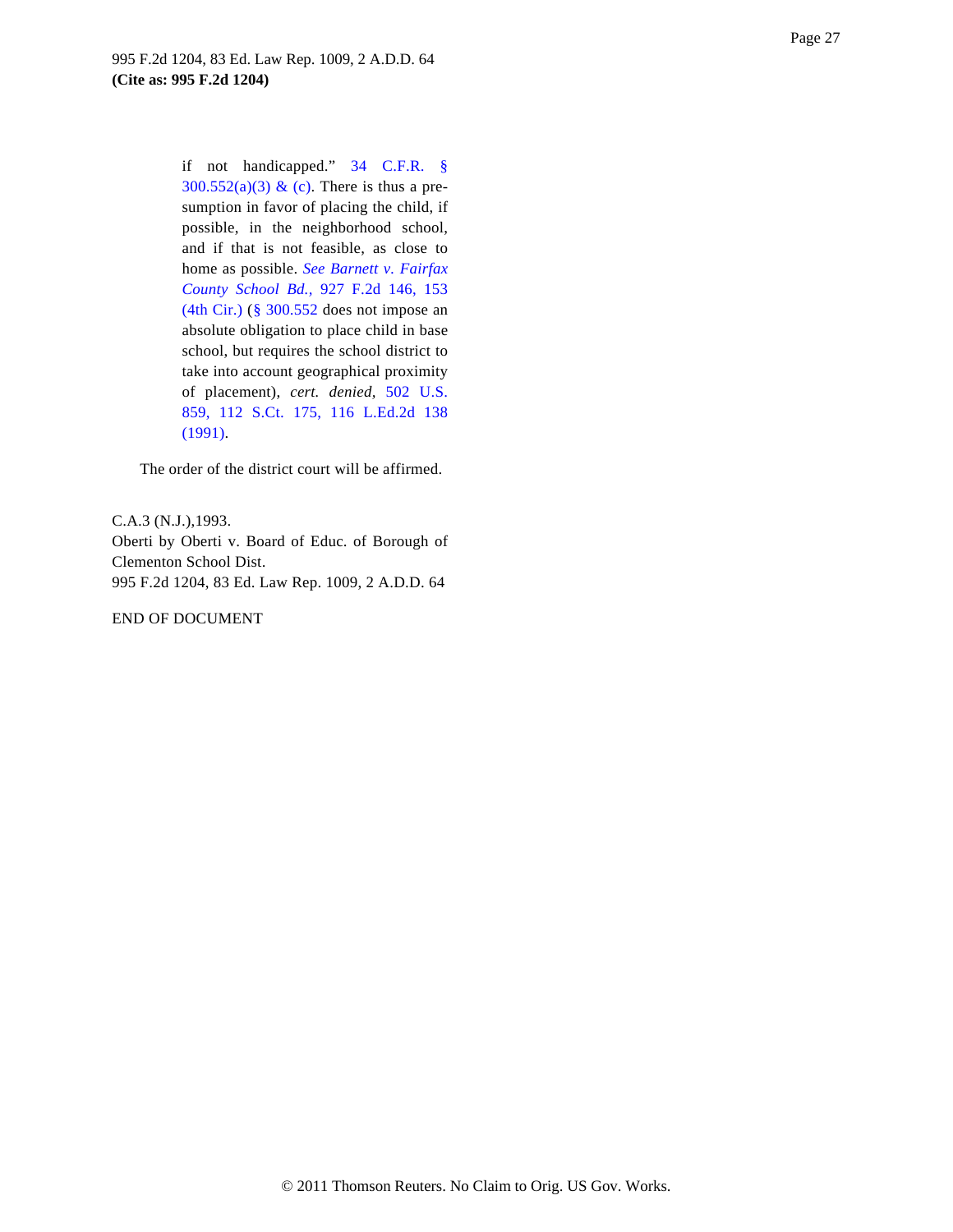if not handicapped." 34 C.F.R. § 300.552(a)(3) & (c). There is thus a presumption in favor of placing the child, if possible, in the neighborhood school, and if that is not feasible, as close to home as possible. *See Barnett v. Fairfax County School Bd.*, 927 F.2d 146, 153 (4th Cir.) (§ 300.552 does not impose an absolute obligation to place child in base school, but requires the school district to take into account geographical proximity of placement), *cert. denied*, 502 U.S. 859, 112 S.Ct. 175, 116 L.Ed.2d 138 (1991).

The order of the district court will be affirmed.

C.A.3 (N.J.),1993.
Oberti by Oberti v. Board of Educ. of Borough of Clementon School Dist.
995 F.2d 1204, 83 Ed. Law Rep. 1009, 2 A.D.D. 64

END OF DOCUMENT